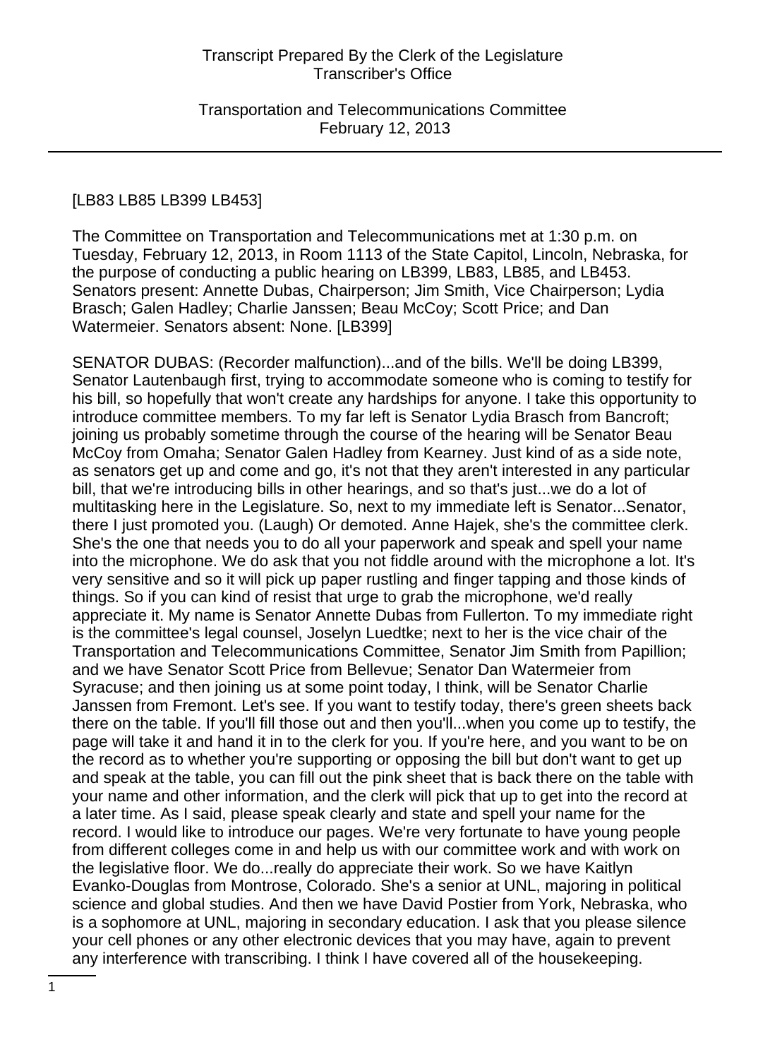[LB83 LB85 LB399 LB453]

The Committee on Transportation and Telecommunications met at 1:30 p.m. on Tuesday, February 12, 2013, in Room 1113 of the State Capitol, Lincoln, Nebraska, for the purpose of conducting a public hearing on LB399, LB83, LB85, and LB453. Senators present: Annette Dubas, Chairperson; Jim Smith, Vice Chairperson; Lydia Brasch; Galen Hadley; Charlie Janssen; Beau McCoy; Scott Price; and Dan Watermeier. Senators absent: None. [LB399]

SENATOR DUBAS: (Recorder malfunction)...and of the bills. We'll be doing LB399, Senator Lautenbaugh first, trying to accommodate someone who is coming to testify for his bill, so hopefully that won't create any hardships for anyone. I take this opportunity to introduce committee members. To my far left is Senator Lydia Brasch from Bancroft; joining us probably sometime through the course of the hearing will be Senator Beau McCoy from Omaha; Senator Galen Hadley from Kearney. Just kind of as a side note, as senators get up and come and go, it's not that they aren't interested in any particular bill, that we're introducing bills in other hearings, and so that's just...we do a lot of multitasking here in the Legislature. So, next to my immediate left is Senator...Senator, there I just promoted you. (Laugh) Or demoted. Anne Hajek, she's the committee clerk. She's the one that needs you to do all your paperwork and speak and spell your name into the microphone. We do ask that you not fiddle around with the microphone a lot. It's very sensitive and so it will pick up paper rustling and finger tapping and those kinds of things. So if you can kind of resist that urge to grab the microphone, we'd really appreciate it. My name is Senator Annette Dubas from Fullerton. To my immediate right is the committee's legal counsel, Joselyn Luedtke; next to her is the vice chair of the Transportation and Telecommunications Committee, Senator Jim Smith from Papillion; and we have Senator Scott Price from Bellevue; Senator Dan Watermeier from Syracuse; and then joining us at some point today, I think, will be Senator Charlie Janssen from Fremont. Let's see. If you want to testify today, there's green sheets back there on the table. If you'll fill those out and then you'll...when you come up to testify, the page will take it and hand it in to the clerk for you. If you're here, and you want to be on the record as to whether you're supporting or opposing the bill but don't want to get up and speak at the table, you can fill out the pink sheet that is back there on the table with your name and other information, and the clerk will pick that up to get into the record at a later time. As I said, please speak clearly and state and spell your name for the record. I would like to introduce our pages. We're very fortunate to have young people from different colleges come in and help us with our committee work and with work on the legislative floor. We do...really do appreciate their work. So we have Kaitlyn Evanko-Douglas from Montrose, Colorado. She's a senior at UNL, majoring in political science and global studies. And then we have David Postier from York, Nebraska, who is a sophomore at UNL, majoring in secondary education. I ask that you please silence your cell phones or any other electronic devices that you may have, again to prevent any interference with transcribing. I think I have covered all of the housekeeping.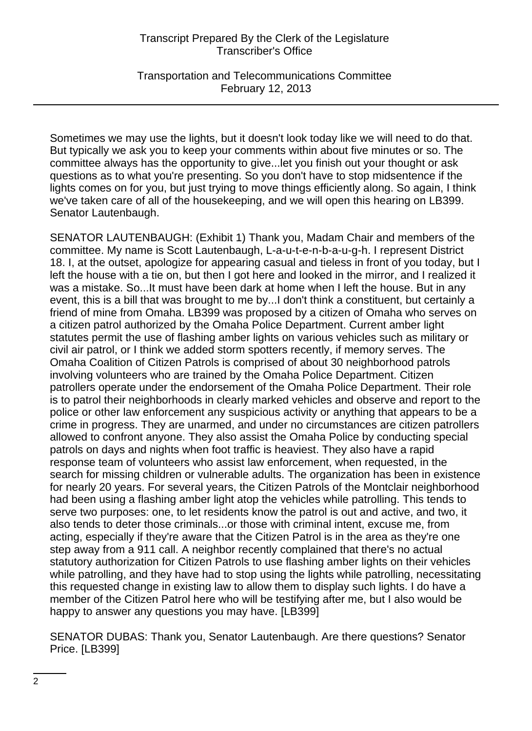Sometimes we may use the lights, but it doesn't look today like we will need to do that. But typically we ask you to keep your comments within about five minutes or so. The committee always has the opportunity to give...let you finish out your thought or ask questions as to what you're presenting. So you don't have to stop midsentence if the lights comes on for you, but just trying to move things efficiently along. So again, I think we've taken care of all of the housekeeping, and we will open this hearing on LB399. Senator Lautenbaugh.

SENATOR LAUTENBAUGH: (Exhibit 1) Thank you, Madam Chair and members of the committee. My name is Scott Lautenbaugh, L-a-u-t-e-n-b-a-u-g-h. I represent District 18. I, at the outset, apologize for appearing casual and tieless in front of you today, but I left the house with a tie on, but then I got here and looked in the mirror, and I realized it was a mistake. So...It must have been dark at home when I left the house. But in any event, this is a bill that was brought to me by...I don't think a constituent, but certainly a friend of mine from Omaha. LB399 was proposed by a citizen of Omaha who serves on a citizen patrol authorized by the Omaha Police Department. Current amber light statutes permit the use of flashing amber lights on various vehicles such as military or civil air patrol, or I think we added storm spotters recently, if memory serves. The Omaha Coalition of Citizen Patrols is comprised of about 30 neighborhood patrols involving volunteers who are trained by the Omaha Police Department. Citizen patrollers operate under the endorsement of the Omaha Police Department. Their role is to patrol their neighborhoods in clearly marked vehicles and observe and report to the police or other law enforcement any suspicious activity or anything that appears to be a crime in progress. They are unarmed, and under no circumstances are citizen patrollers allowed to confront anyone. They also assist the Omaha Police by conducting special patrols on days and nights when foot traffic is heaviest. They also have a rapid response team of volunteers who assist law enforcement, when requested, in the search for missing children or vulnerable adults. The organization has been in existence for nearly 20 years. For several years, the Citizen Patrols of the Montclair neighborhood had been using a flashing amber light atop the vehicles while patrolling. This tends to serve two purposes: one, to let residents know the patrol is out and active, and two, it also tends to deter those criminals...or those with criminal intent, excuse me, from acting, especially if they're aware that the Citizen Patrol is in the area as they're one step away from a 911 call. A neighbor recently complained that there's no actual statutory authorization for Citizen Patrols to use flashing amber lights on their vehicles while patrolling, and they have had to stop using the lights while patrolling, necessitating this requested change in existing law to allow them to display such lights. I do have a member of the Citizen Patrol here who will be testifying after me, but I also would be happy to answer any questions you may have. [LB399]

SENATOR DUBAS: Thank you, Senator Lautenbaugh. Are there questions? Senator Price. [LB399]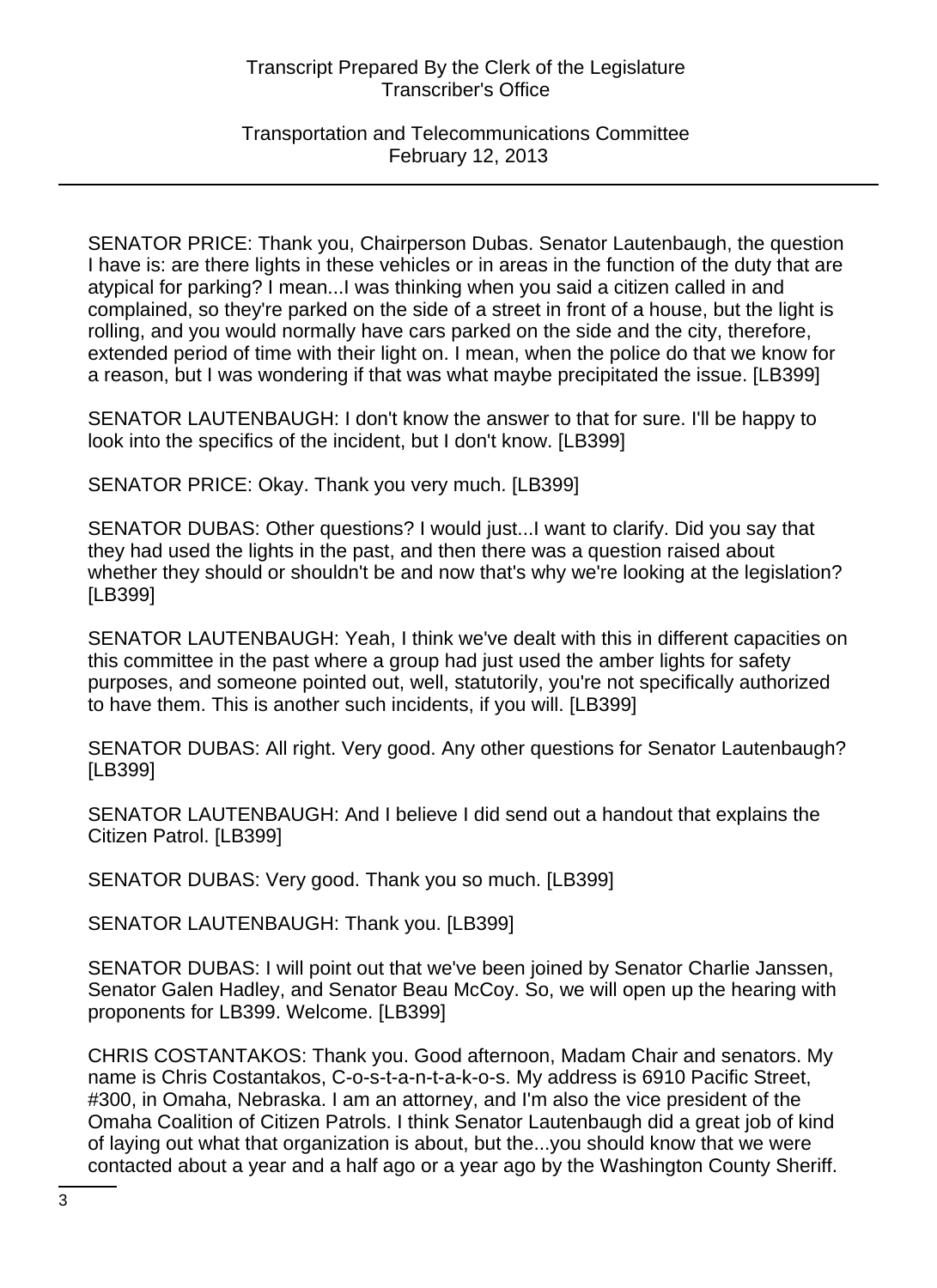SENATOR PRICE: Thank you, Chairperson Dubas. Senator Lautenbaugh, the question I have is: are there lights in these vehicles or in areas in the function of the duty that are atypical for parking? I mean...I was thinking when you said a citizen called in and complained, so they're parked on the side of a street in front of a house, but the light is rolling, and you would normally have cars parked on the side and the city, therefore, extended period of time with their light on. I mean, when the police do that we know for a reason, but I was wondering if that was what maybe precipitated the issue. [LB399]

SENATOR LAUTENBAUGH: I don't know the answer to that for sure. I'll be happy to look into the specifics of the incident, but I don't know. [LB399]

SENATOR PRICE: Okay. Thank you very much. [LB399]

SENATOR DUBAS: Other questions? I would just...I want to clarify. Did you say that they had used the lights in the past, and then there was a question raised about whether they should or shouldn't be and now that's why we're looking at the legislation? [LB399]

SENATOR LAUTENBAUGH: Yeah, I think we've dealt with this in different capacities on this committee in the past where a group had just used the amber lights for safety purposes, and someone pointed out, well, statutorily, you're not specifically authorized to have them. This is another such incidents, if you will. [LB399]

SENATOR DUBAS: All right. Very good. Any other questions for Senator Lautenbaugh? [LB399]

SENATOR LAUTENBAUGH: And I believe I did send out a handout that explains the Citizen Patrol. [LB399]

SENATOR DUBAS: Very good. Thank you so much. [LB399]

SENATOR LAUTENBAUGH: Thank you. [LB399]

SENATOR DUBAS: I will point out that we've been joined by Senator Charlie Janssen, Senator Galen Hadley, and Senator Beau McCoy. So, we will open up the hearing with proponents for LB399. Welcome. [LB399]

CHRIS COSTANTAKOS: Thank you. Good afternoon, Madam Chair and senators. My name is Chris Costantakos, C-o-s-t-a-n-t-a-k-o-s. My address is 6910 Pacific Street, #300, in Omaha, Nebraska. I am an attorney, and I'm also the vice president of the Omaha Coalition of Citizen Patrols. I think Senator Lautenbaugh did a great job of kind of laying out what that organization is about, but the...you should know that we were contacted about a year and a half ago or a year ago by the Washington County Sheriff.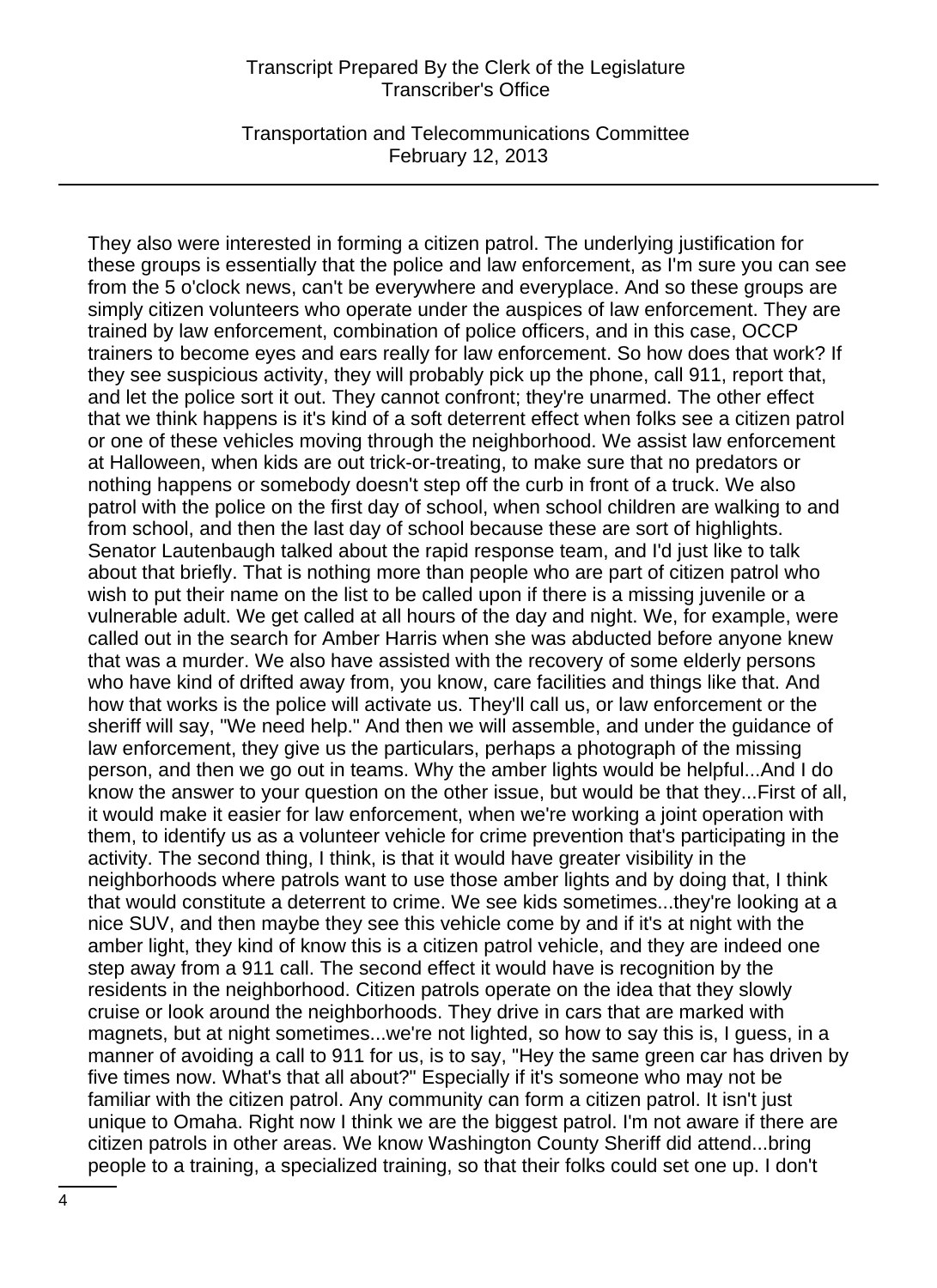They also were interested in forming a citizen patrol. The underlying justification for these groups is essentially that the police and law enforcement, as I'm sure you can see from the 5 o'clock news, can't be everywhere and everyplace. And so these groups are simply citizen volunteers who operate under the auspices of law enforcement. They are trained by law enforcement, combination of police officers, and in this case, OCCP trainers to become eyes and ears really for law enforcement. So how does that work? If they see suspicious activity, they will probably pick up the phone, call 911, report that, and let the police sort it out. They cannot confront; they're unarmed. The other effect that we think happens is it's kind of a soft deterrent effect when folks see a citizen patrol or one of these vehicles moving through the neighborhood. We assist law enforcement at Halloween, when kids are out trick-or-treating, to make sure that no predators or nothing happens or somebody doesn't step off the curb in front of a truck. We also patrol with the police on the first day of school, when school children are walking to and from school, and then the last day of school because these are sort of highlights. Senator Lautenbaugh talked about the rapid response team, and I'd just like to talk about that briefly. That is nothing more than people who are part of citizen patrol who wish to put their name on the list to be called upon if there is a missing juvenile or a vulnerable adult. We get called at all hours of the day and night. We, for example, were called out in the search for Amber Harris when she was abducted before anyone knew that was a murder. We also have assisted with the recovery of some elderly persons who have kind of drifted away from, you know, care facilities and things like that. And how that works is the police will activate us. They'll call us, or law enforcement or the sheriff will say, "We need help." And then we will assemble, and under the guidance of law enforcement, they give us the particulars, perhaps a photograph of the missing person, and then we go out in teams. Why the amber lights would be helpful...And I do know the answer to your question on the other issue, but would be that they...First of all, it would make it easier for law enforcement, when we're working a joint operation with them, to identify us as a volunteer vehicle for crime prevention that's participating in the activity. The second thing, I think, is that it would have greater visibility in the neighborhoods where patrols want to use those amber lights and by doing that, I think that would constitute a deterrent to crime. We see kids sometimes...they're looking at a nice SUV, and then maybe they see this vehicle come by and if it's at night with the amber light, they kind of know this is a citizen patrol vehicle, and they are indeed one step away from a 911 call. The second effect it would have is recognition by the residents in the neighborhood. Citizen patrols operate on the idea that they slowly cruise or look around the neighborhoods. They drive in cars that are marked with magnets, but at night sometimes...we're not lighted, so how to say this is, I guess, in a manner of avoiding a call to 911 for us, is to say, "Hey the same green car has driven by five times now. What's that all about?" Especially if it's someone who may not be familiar with the citizen patrol. Any community can form a citizen patrol. It isn't just unique to Omaha. Right now I think we are the biggest patrol. I'm not aware if there are citizen patrols in other areas. We know Washington County Sheriff did attend...bring people to a training, a specialized training, so that their folks could set one up. I don't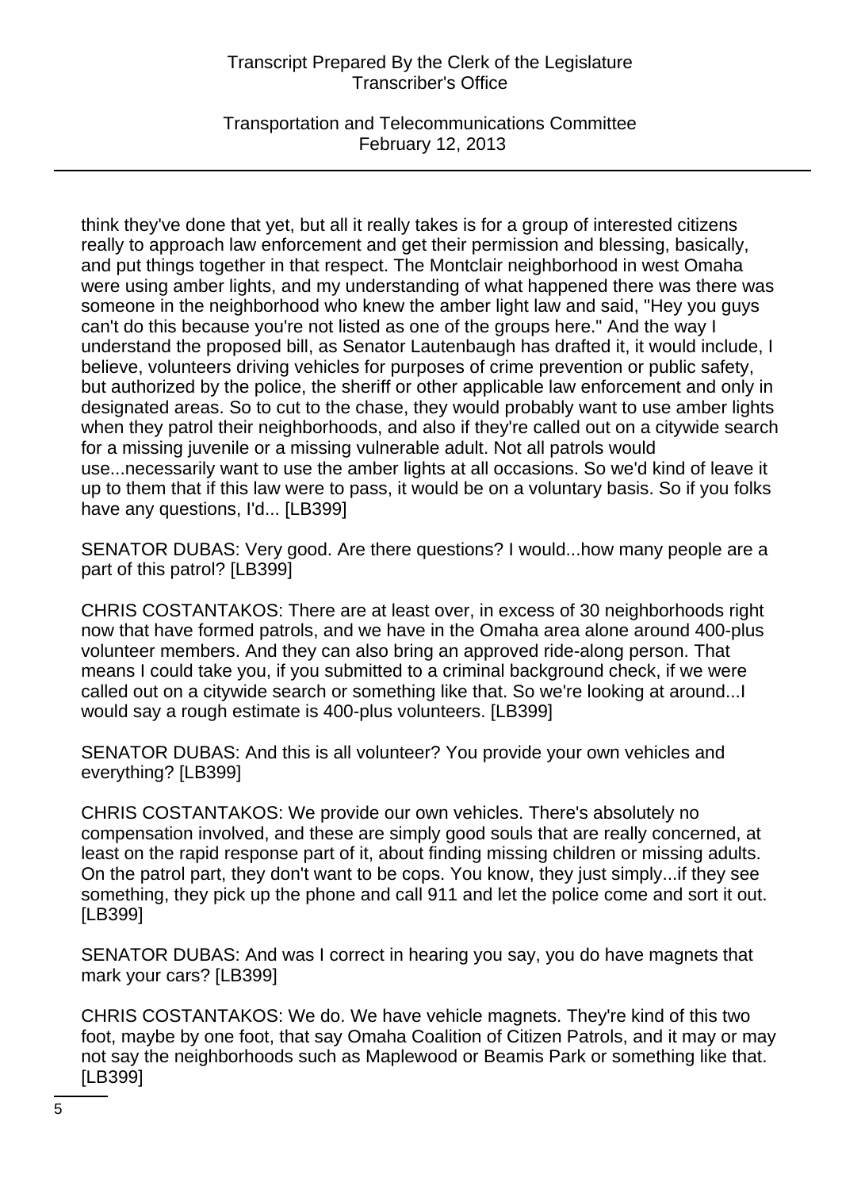think they've done that yet, but all it really takes is for a group of interested citizens really to approach law enforcement and get their permission and blessing, basically, and put things together in that respect. The Montclair neighborhood in west Omaha were using amber lights, and my understanding of what happened there was there was someone in the neighborhood who knew the amber light law and said, "Hey you guys can't do this because you're not listed as one of the groups here." And the way I understand the proposed bill, as Senator Lautenbaugh has drafted it, it would include, I believe, volunteers driving vehicles for purposes of crime prevention or public safety, but authorized by the police, the sheriff or other applicable law enforcement and only in designated areas. So to cut to the chase, they would probably want to use amber lights when they patrol their neighborhoods, and also if they're called out on a citywide search for a missing juvenile or a missing vulnerable adult. Not all patrols would use...necessarily want to use the amber lights at all occasions. So we'd kind of leave it up to them that if this law were to pass, it would be on a voluntary basis. So if you folks have any questions, I'd... [LB399]

SENATOR DUBAS: Very good. Are there questions? I would...how many people are a part of this patrol? [LB399]

CHRIS COSTANTAKOS: There are at least over, in excess of 30 neighborhoods right now that have formed patrols, and we have in the Omaha area alone around 400-plus volunteer members. And they can also bring an approved ride-along person. That means I could take you, if you submitted to a criminal background check, if we were called out on a citywide search or something like that. So we're looking at around...I would say a rough estimate is 400-plus volunteers. [LB399]

SENATOR DUBAS: And this is all volunteer? You provide your own vehicles and everything? [LB399]

CHRIS COSTANTAKOS: We provide our own vehicles. There's absolutely no compensation involved, and these are simply good souls that are really concerned, at least on the rapid response part of it, about finding missing children or missing adults. On the patrol part, they don't want to be cops. You know, they just simply...if they see something, they pick up the phone and call 911 and let the police come and sort it out. [LB399]

SENATOR DUBAS: And was I correct in hearing you say, you do have magnets that mark your cars? [LB399]

CHRIS COSTANTAKOS: We do. We have vehicle magnets. They're kind of this two foot, maybe by one foot, that say Omaha Coalition of Citizen Patrols, and it may or may not say the neighborhoods such as Maplewood or Beamis Park or something like that. [LB399]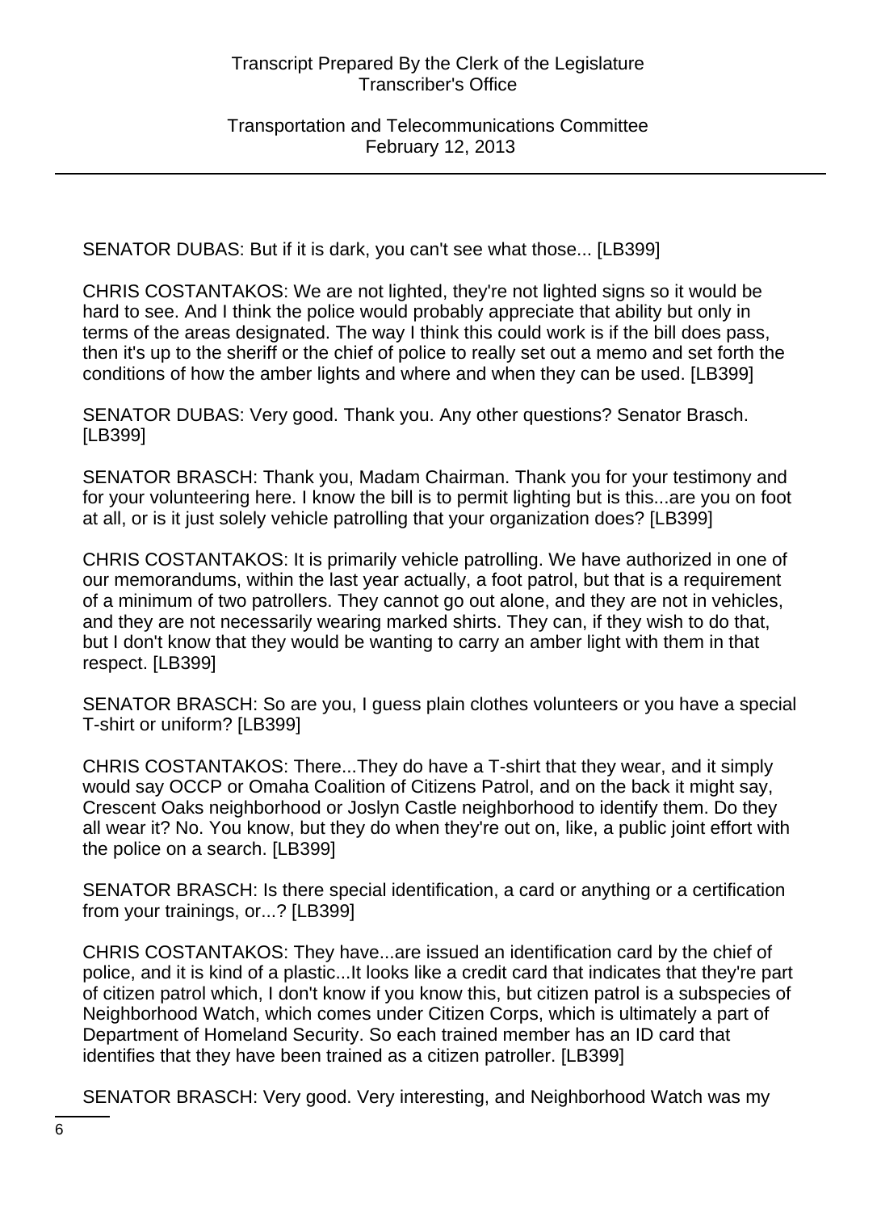SENATOR DUBAS: But if it is dark, you can't see what those... [LB399]

CHRIS COSTANTAKOS: We are not lighted, they're not lighted signs so it would be hard to see. And I think the police would probably appreciate that ability but only in terms of the areas designated. The way I think this could work is if the bill does pass, then it's up to the sheriff or the chief of police to really set out a memo and set forth the conditions of how the amber lights and where and when they can be used. [LB399]

SENATOR DUBAS: Very good. Thank you. Any other questions? Senator Brasch. [LB399]

SENATOR BRASCH: Thank you, Madam Chairman. Thank you for your testimony and for your volunteering here. I know the bill is to permit lighting but is this...are you on foot at all, or is it just solely vehicle patrolling that your organization does? [LB399]

CHRIS COSTANTAKOS: It is primarily vehicle patrolling. We have authorized in one of our memorandums, within the last year actually, a foot patrol, but that is a requirement of a minimum of two patrollers. They cannot go out alone, and they are not in vehicles, and they are not necessarily wearing marked shirts. They can, if they wish to do that, but I don't know that they would be wanting to carry an amber light with them in that respect. [LB399]

SENATOR BRASCH: So are you, I guess plain clothes volunteers or you have a special T-shirt or uniform? [LB399]

CHRIS COSTANTAKOS: There...They do have a T-shirt that they wear, and it simply would say OCCP or Omaha Coalition of Citizens Patrol, and on the back it might say, Crescent Oaks neighborhood or Joslyn Castle neighborhood to identify them. Do they all wear it? No. You know, but they do when they're out on, like, a public joint effort with the police on a search. [LB399]

SENATOR BRASCH: Is there special identification, a card or anything or a certification from your trainings, or...? [LB399]

CHRIS COSTANTAKOS: They have...are issued an identification card by the chief of police, and it is kind of a plastic...It looks like a credit card that indicates that they're part of citizen patrol which, I don't know if you know this, but citizen patrol is a subspecies of Neighborhood Watch, which comes under Citizen Corps, which is ultimately a part of Department of Homeland Security. So each trained member has an ID card that identifies that they have been trained as a citizen patroller. [LB399]

SENATOR BRASCH: Very good. Very interesting, and Neighborhood Watch was my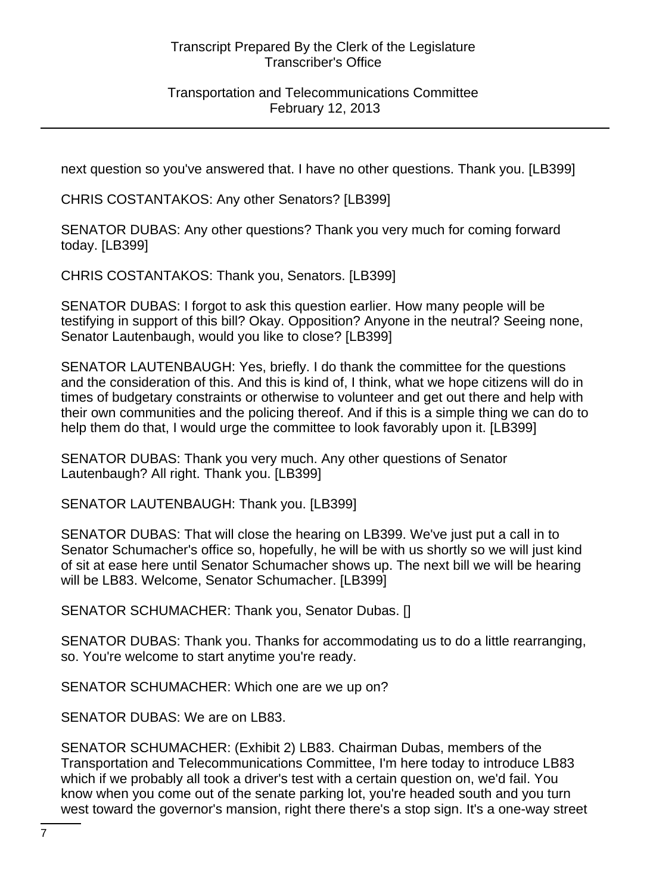next question so you've answered that. I have no other questions. Thank you. [LB399]

CHRIS COSTANTAKOS: Any other Senators? [LB399]

SENATOR DUBAS: Any other questions? Thank you very much for coming forward today. [LB399]

CHRIS COSTANTAKOS: Thank you, Senators. [LB399]

SENATOR DUBAS: I forgot to ask this question earlier. How many people will be testifying in support of this bill? Okay. Opposition? Anyone in the neutral? Seeing none, Senator Lautenbaugh, would you like to close? [LB399]

SENATOR LAUTENBAUGH: Yes, briefly. I do thank the committee for the questions and the consideration of this. And this is kind of, I think, what we hope citizens will do in times of budgetary constraints or otherwise to volunteer and get out there and help with their own communities and the policing thereof. And if this is a simple thing we can do to help them do that, I would urge the committee to look favorably upon it. [LB399]

SENATOR DUBAS: Thank you very much. Any other questions of Senator Lautenbaugh? All right. Thank you. [LB399]

SENATOR LAUTENBAUGH: Thank you. [LB399]

SENATOR DUBAS: That will close the hearing on LB399. We've just put a call in to Senator Schumacher's office so, hopefully, he will be with us shortly so we will just kind of sit at ease here until Senator Schumacher shows up. The next bill we will be hearing will be LB83. Welcome, Senator Schumacher. [LB399]

SENATOR SCHUMACHER: Thank you, Senator Dubas. []

SENATOR DUBAS: Thank you. Thanks for accommodating us to do a little rearranging, so. You're welcome to start anytime you're ready.

SENATOR SCHUMACHER: Which one are we up on?

SENATOR DUBAS: We are on LB83.

SENATOR SCHUMACHER: (Exhibit 2) LB83. Chairman Dubas, members of the Transportation and Telecommunications Committee, I'm here today to introduce LB83 which if we probably all took a driver's test with a certain question on, we'd fail. You know when you come out of the senate parking lot, you're headed south and you turn west toward the governor's mansion, right there there's a stop sign. It's a one-way street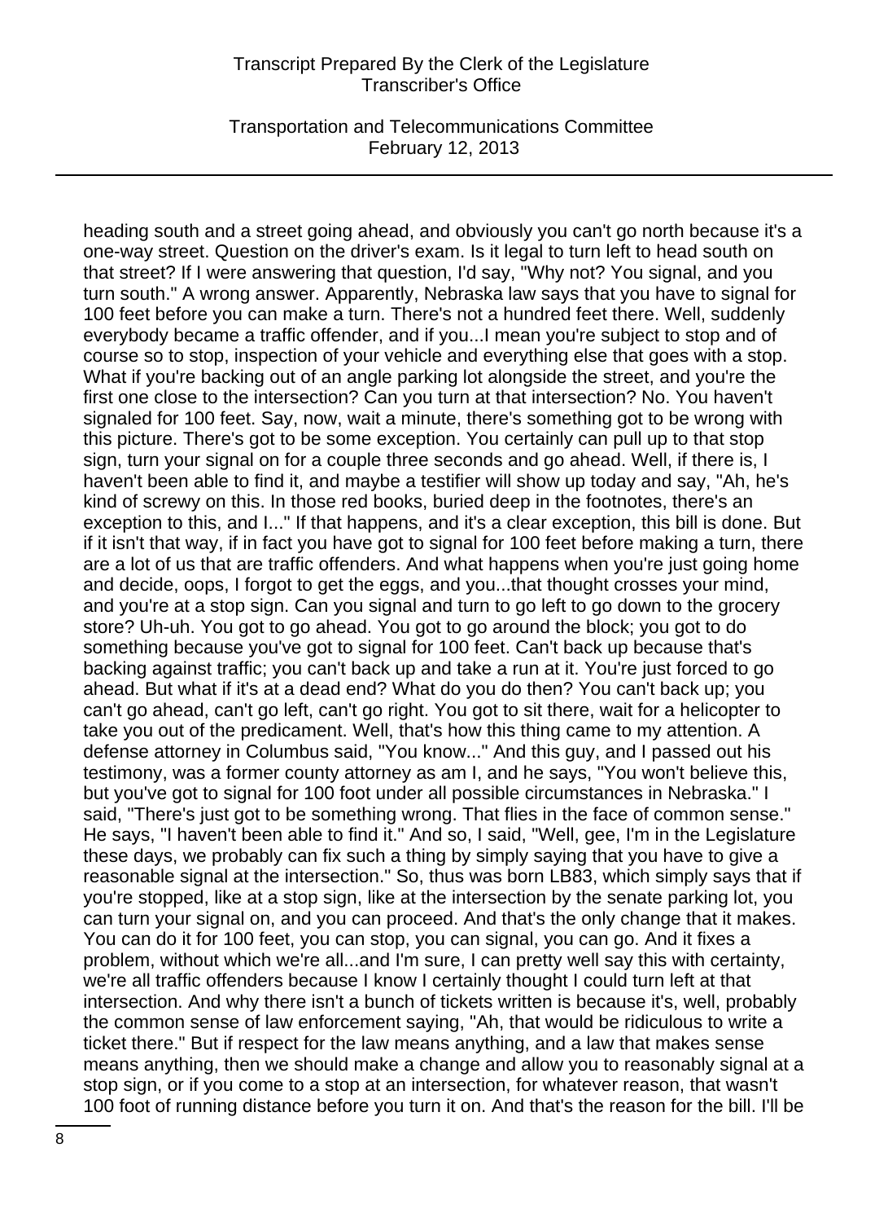heading south and a street going ahead, and obviously you can't go north because it's a one-way street. Question on the driver's exam. Is it legal to turn left to head south on that street? If I were answering that question, I'd say, "Why not? You signal, and you turn south." A wrong answer. Apparently, Nebraska law says that you have to signal for 100 feet before you can make a turn. There's not a hundred feet there. Well, suddenly everybody became a traffic offender, and if you...I mean you're subject to stop and of course so to stop, inspection of your vehicle and everything else that goes with a stop. What if you're backing out of an angle parking lot alongside the street, and you're the first one close to the intersection? Can you turn at that intersection? No. You haven't signaled for 100 feet. Say, now, wait a minute, there's something got to be wrong with this picture. There's got to be some exception. You certainly can pull up to that stop sign, turn your signal on for a couple three seconds and go ahead. Well, if there is, I haven't been able to find it, and maybe a testifier will show up today and say, "Ah, he's kind of screwy on this. In those red books, buried deep in the footnotes, there's an exception to this, and I..." If that happens, and it's a clear exception, this bill is done. But if it isn't that way, if in fact you have got to signal for 100 feet before making a turn, there are a lot of us that are traffic offenders. And what happens when you're just going home and decide, oops, I forgot to get the eggs, and you...that thought crosses your mind, and you're at a stop sign. Can you signal and turn to go left to go down to the grocery store? Uh-uh. You got to go ahead. You got to go around the block; you got to do something because you've got to signal for 100 feet. Can't back up because that's backing against traffic; you can't back up and take a run at it. You're just forced to go ahead. But what if it's at a dead end? What do you do then? You can't back up; you can't go ahead, can't go left, can't go right. You got to sit there, wait for a helicopter to take you out of the predicament. Well, that's how this thing came to my attention. A defense attorney in Columbus said, "You know..." And this guy, and I passed out his testimony, was a former county attorney as am I, and he says, "You won't believe this, but you've got to signal for 100 foot under all possible circumstances in Nebraska." I said, "There's just got to be something wrong. That flies in the face of common sense." He says, "I haven't been able to find it." And so, I said, "Well, gee, I'm in the Legislature these days, we probably can fix such a thing by simply saying that you have to give a reasonable signal at the intersection." So, thus was born LB83, which simply says that if you're stopped, like at a stop sign, like at the intersection by the senate parking lot, you can turn your signal on, and you can proceed. And that's the only change that it makes. You can do it for 100 feet, you can stop, you can signal, you can go. And it fixes a problem, without which we're all...and I'm sure, I can pretty well say this with certainty, we're all traffic offenders because I know I certainly thought I could turn left at that intersection. And why there isn't a bunch of tickets written is because it's, well, probably the common sense of law enforcement saying, "Ah, that would be ridiculous to write a ticket there." But if respect for the law means anything, and a law that makes sense means anything, then we should make a change and allow you to reasonably signal at a stop sign, or if you come to a stop at an intersection, for whatever reason, that wasn't 100 foot of running distance before you turn it on. And that's the reason for the bill. I'll be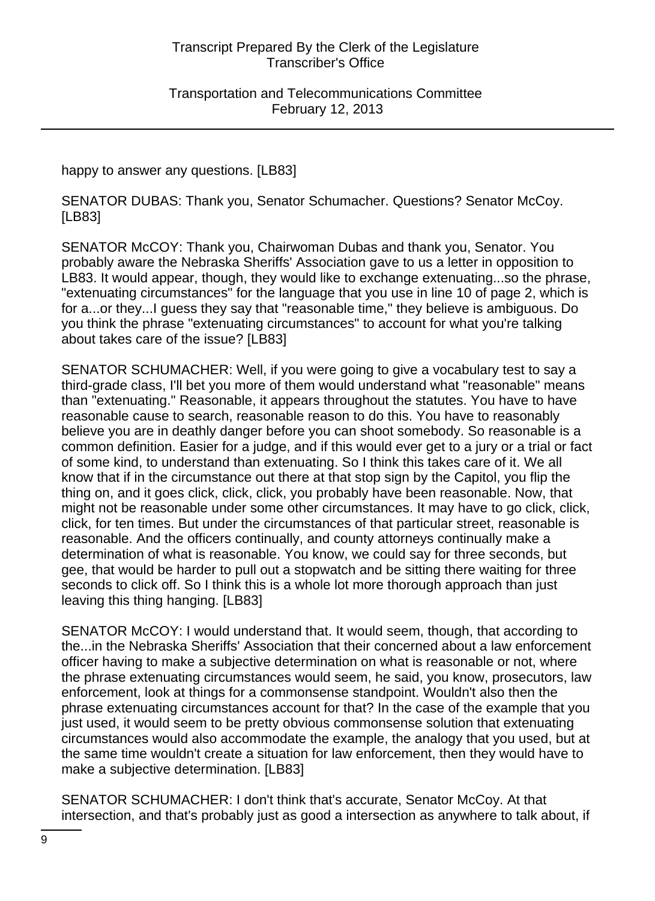happy to answer any questions. [LB83]

SENATOR DUBAS: Thank you, Senator Schumacher. Questions? Senator McCoy. [LB83]

SENATOR McCOY: Thank you, Chairwoman Dubas and thank you, Senator. You probably aware the Nebraska Sheriffs' Association gave to us a letter in opposition to LB83. It would appear, though, they would like to exchange extenuating...so the phrase, "extenuating circumstances" for the language that you use in line 10 of page 2, which is for a...or they...I guess they say that "reasonable time," they believe is ambiguous. Do you think the phrase "extenuating circumstances" to account for what you're talking about takes care of the issue? [LB83]

SENATOR SCHUMACHER: Well, if you were going to give a vocabulary test to say a third-grade class, I'll bet you more of them would understand what "reasonable" means than "extenuating." Reasonable, it appears throughout the statutes. You have to have reasonable cause to search, reasonable reason to do this. You have to reasonably believe you are in deathly danger before you can shoot somebody. So reasonable is a common definition. Easier for a judge, and if this would ever get to a jury or a trial or fact of some kind, to understand than extenuating. So I think this takes care of it. We all know that if in the circumstance out there at that stop sign by the Capitol, you flip the thing on, and it goes click, click, click, you probably have been reasonable. Now, that might not be reasonable under some other circumstances. It may have to go click, click, click, for ten times. But under the circumstances of that particular street, reasonable is reasonable. And the officers continually, and county attorneys continually make a determination of what is reasonable. You know, we could say for three seconds, but gee, that would be harder to pull out a stopwatch and be sitting there waiting for three seconds to click off. So I think this is a whole lot more thorough approach than just leaving this thing hanging. [LB83]

SENATOR McCOY: I would understand that. It would seem, though, that according to the...in the Nebraska Sheriffs' Association that their concerned about a law enforcement officer having to make a subjective determination on what is reasonable or not, where the phrase extenuating circumstances would seem, he said, you know, prosecutors, law enforcement, look at things for a commonsense standpoint. Wouldn't also then the phrase extenuating circumstances account for that? In the case of the example that you just used, it would seem to be pretty obvious commonsense solution that extenuating circumstances would also accommodate the example, the analogy that you used, but at the same time wouldn't create a situation for law enforcement, then they would have to make a subjective determination. [LB83]

SENATOR SCHUMACHER: I don't think that's accurate, Senator McCoy. At that intersection, and that's probably just as good a intersection as anywhere to talk about, if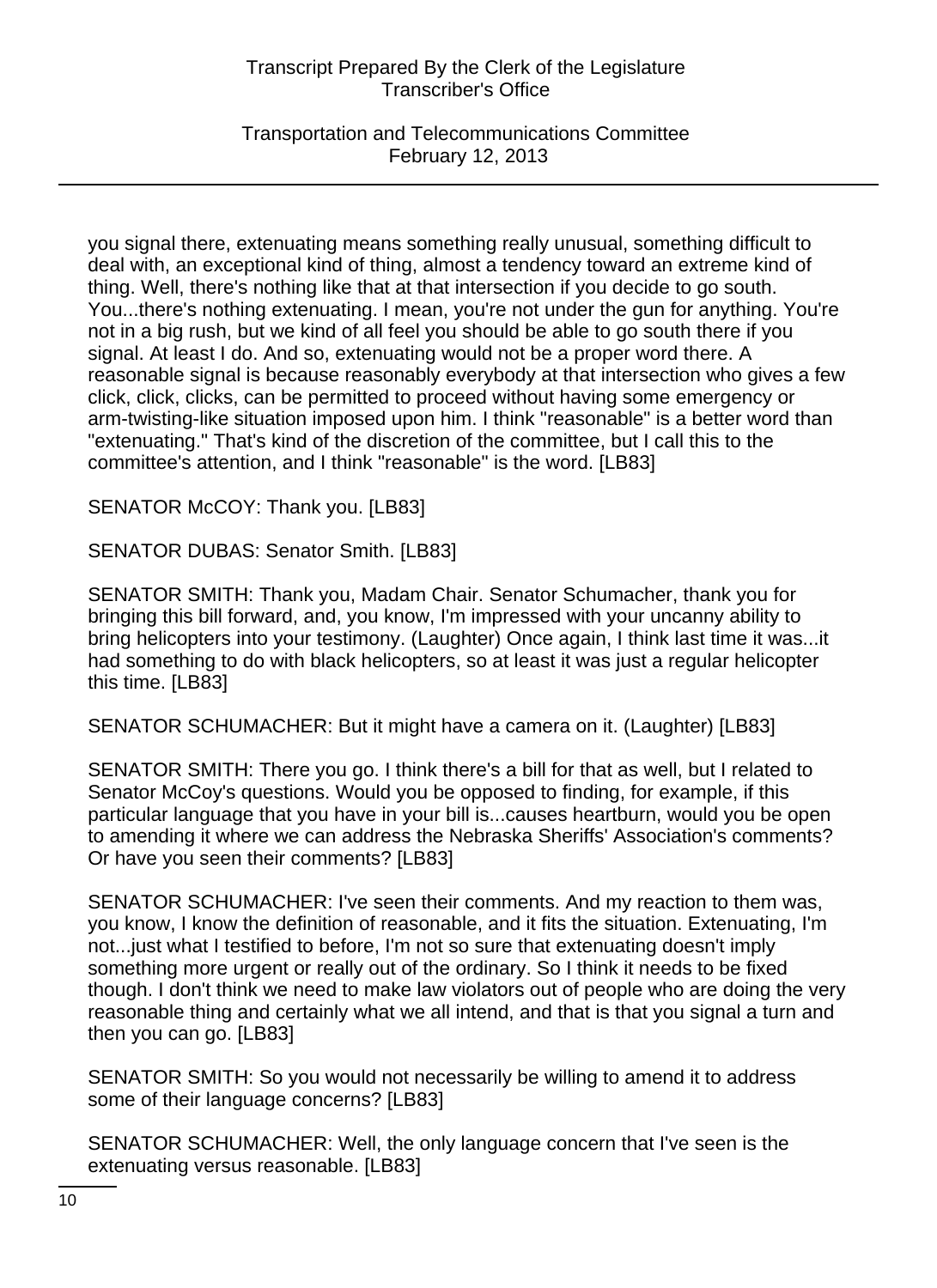you signal there, extenuating means something really unusual, something difficult to deal with, an exceptional kind of thing, almost a tendency toward an extreme kind of thing. Well, there's nothing like that at that intersection if you decide to go south. You...there's nothing extenuating. I mean, you're not under the gun for anything. You're not in a big rush, but we kind of all feel you should be able to go south there if you signal. At least I do. And so, extenuating would not be a proper word there. A reasonable signal is because reasonably everybody at that intersection who gives a few click, click, clicks, can be permitted to proceed without having some emergency or arm-twisting-like situation imposed upon him. I think "reasonable" is a better word than "extenuating." That's kind of the discretion of the committee, but I call this to the committee's attention, and I think "reasonable" is the word. [LB83]

SENATOR McCOY: Thank you. [LB83]

SENATOR DUBAS: Senator Smith. [LB83]

SENATOR SMITH: Thank you, Madam Chair. Senator Schumacher, thank you for bringing this bill forward, and, you know, I'm impressed with your uncanny ability to bring helicopters into your testimony. (Laughter) Once again, I think last time it was...it had something to do with black helicopters, so at least it was just a regular helicopter this time. [LB83]

SENATOR SCHUMACHER: But it might have a camera on it. (Laughter) [LB83]

SENATOR SMITH: There you go. I think there's a bill for that as well, but I related to Senator McCoy's questions. Would you be opposed to finding, for example, if this particular language that you have in your bill is...causes heartburn, would you be open to amending it where we can address the Nebraska Sheriffs' Association's comments? Or have you seen their comments? [LB83]

SENATOR SCHUMACHER: I've seen their comments. And my reaction to them was, you know, I know the definition of reasonable, and it fits the situation. Extenuating, I'm not...just what I testified to before, I'm not so sure that extenuating doesn't imply something more urgent or really out of the ordinary. So I think it needs to be fixed though. I don't think we need to make law violators out of people who are doing the very reasonable thing and certainly what we all intend, and that is that you signal a turn and then you can go. [LB83]

SENATOR SMITH: So you would not necessarily be willing to amend it to address some of their language concerns? [LB83]

SENATOR SCHUMACHER: Well, the only language concern that I've seen is the extenuating versus reasonable. [LB83]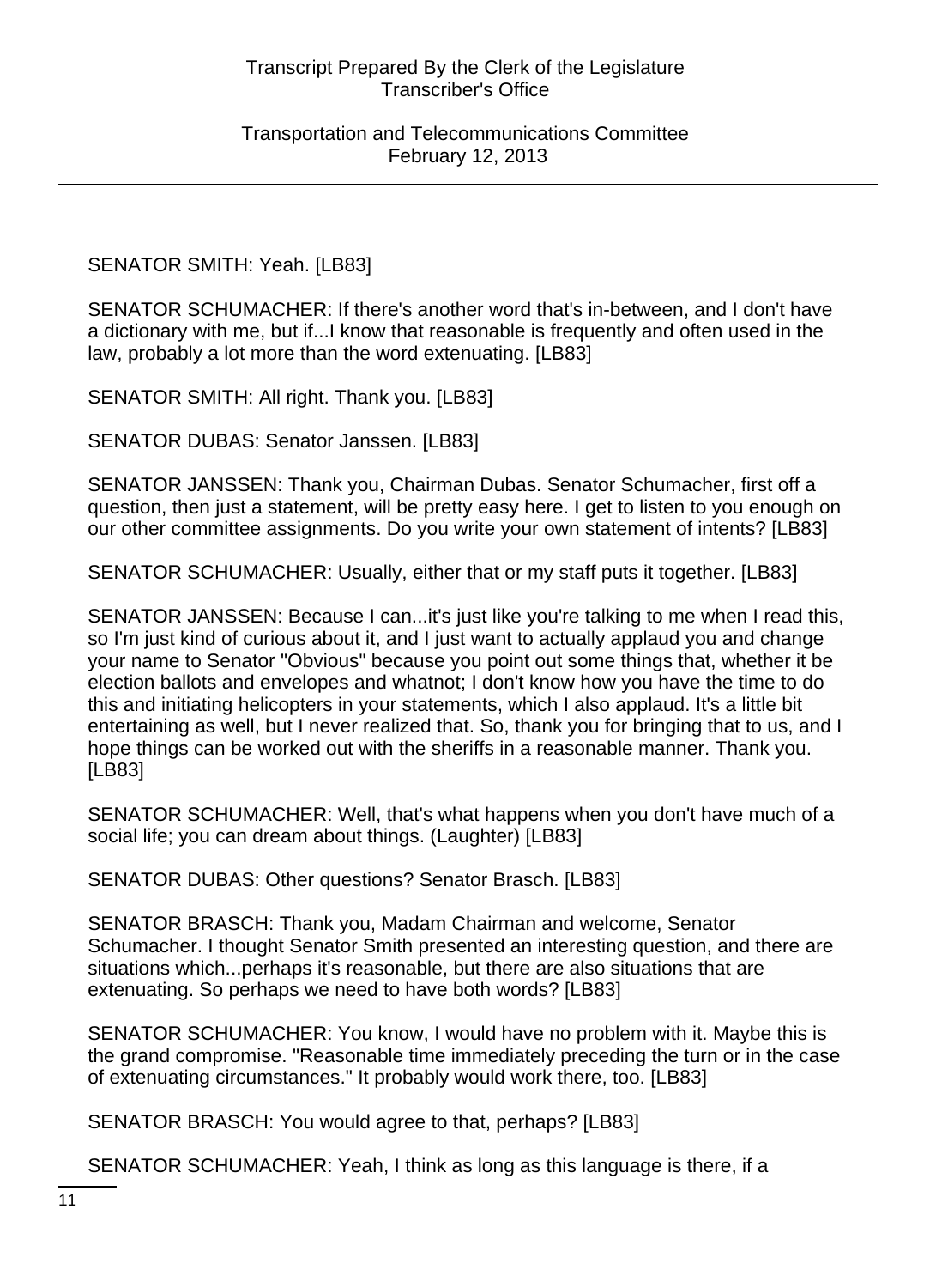SENATOR SMITH: Yeah. [LB83]

SENATOR SCHUMACHER: If there's another word that's in-between, and I don't have a dictionary with me, but if...I know that reasonable is frequently and often used in the law, probably a lot more than the word extenuating. [LB83]

SENATOR SMITH: All right. Thank you. [LB83]

SENATOR DUBAS: Senator Janssen. [LB83]

SENATOR JANSSEN: Thank you, Chairman Dubas. Senator Schumacher, first off a question, then just a statement, will be pretty easy here. I get to listen to you enough on our other committee assignments. Do you write your own statement of intents? [LB83]

SENATOR SCHUMACHER: Usually, either that or my staff puts it together. [LB83]

SENATOR JANSSEN: Because I can...it's just like you're talking to me when I read this, so I'm just kind of curious about it, and I just want to actually applaud you and change your name to Senator "Obvious" because you point out some things that, whether it be election ballots and envelopes and whatnot; I don't know how you have the time to do this and initiating helicopters in your statements, which I also applaud. It's a little bit entertaining as well, but I never realized that. So, thank you for bringing that to us, and I hope things can be worked out with the sheriffs in a reasonable manner. Thank you. [LB83]

SENATOR SCHUMACHER: Well, that's what happens when you don't have much of a social life; you can dream about things. (Laughter) [LB83]

SENATOR DUBAS: Other questions? Senator Brasch. [LB83]

SENATOR BRASCH: Thank you, Madam Chairman and welcome, Senator Schumacher. I thought Senator Smith presented an interesting question, and there are situations which...perhaps it's reasonable, but there are also situations that are extenuating. So perhaps we need to have both words? [LB83]

SENATOR SCHUMACHER: You know, I would have no problem with it. Maybe this is the grand compromise. "Reasonable time immediately preceding the turn or in the case of extenuating circumstances." It probably would work there, too. [LB83]

SENATOR BRASCH: You would agree to that, perhaps? [LB83]

SENATOR SCHUMACHER: Yeah, I think as long as this language is there, if a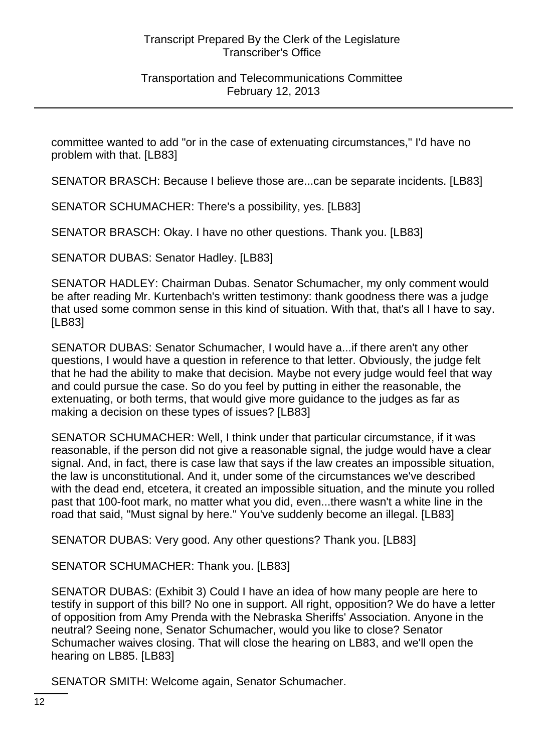committee wanted to add "or in the case of extenuating circumstances," I'd have no problem with that. [LB83]

SENATOR BRASCH: Because I believe those are...can be separate incidents. [LB83]

SENATOR SCHUMACHER: There's a possibility, yes. [LB83]

SENATOR BRASCH: Okay. I have no other questions. Thank you. [LB83]

SENATOR DUBAS: Senator Hadley. [LB83]

SENATOR HADLEY: Chairman Dubas. Senator Schumacher, my only comment would be after reading Mr. Kurtenbach's written testimony: thank goodness there was a judge that used some common sense in this kind of situation. With that, that's all I have to say. [LB83]

SENATOR DUBAS: Senator Schumacher, I would have a...if there aren't any other questions, I would have a question in reference to that letter. Obviously, the judge felt that he had the ability to make that decision. Maybe not every judge would feel that way and could pursue the case. So do you feel by putting in either the reasonable, the extenuating, or both terms, that would give more guidance to the judges as far as making a decision on these types of issues? [LB83]

SENATOR SCHUMACHER: Well, I think under that particular circumstance, if it was reasonable, if the person did not give a reasonable signal, the judge would have a clear signal. And, in fact, there is case law that says if the law creates an impossible situation, the law is unconstitutional. And it, under some of the circumstances we've described with the dead end, etcetera, it created an impossible situation, and the minute you rolled past that 100-foot mark, no matter what you did, even...there wasn't a white line in the road that said, "Must signal by here." You've suddenly become an illegal. [LB83]

SENATOR DUBAS: Very good. Any other questions? Thank you. [LB83]

SENATOR SCHUMACHER: Thank you. [LB83]

SENATOR DUBAS: (Exhibit 3) Could I have an idea of how many people are here to testify in support of this bill? No one in support. All right, opposition? We do have a letter of opposition from Amy Prenda with the Nebraska Sheriffs' Association. Anyone in the neutral? Seeing none, Senator Schumacher, would you like to close? Senator Schumacher waives closing. That will close the hearing on LB83, and we'll open the hearing on LB85. [LB83]

SENATOR SMITH: Welcome again, Senator Schumacher.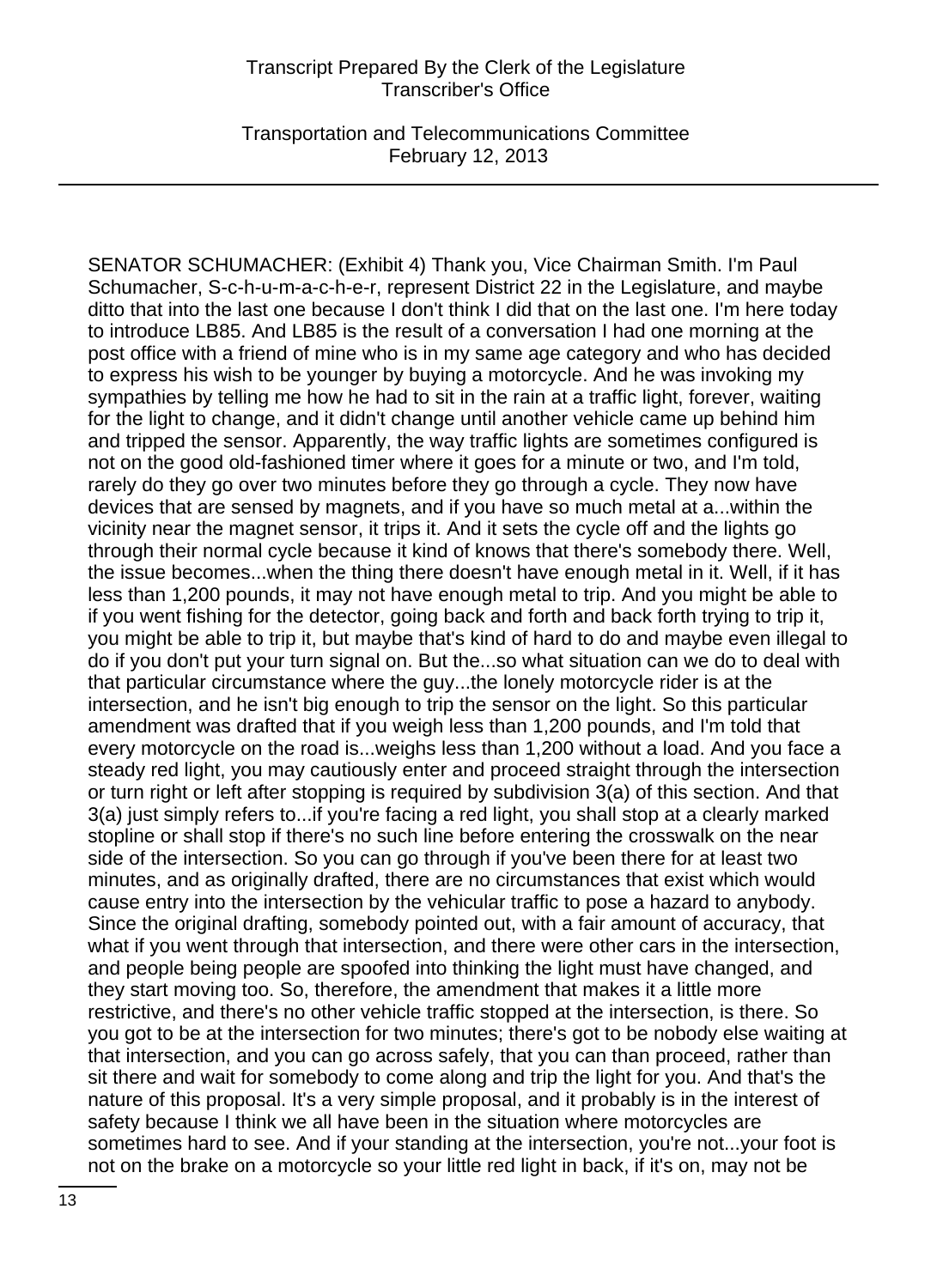SENATOR SCHUMACHER: (Exhibit 4) Thank you, Vice Chairman Smith. I'm Paul Schumacher, S-c-h-u-m-a-c-h-e-r, represent District 22 in the Legislature, and maybe ditto that into the last one because I don't think I did that on the last one. I'm here today to introduce LB85. And LB85 is the result of a conversation I had one morning at the post office with a friend of mine who is in my same age category and who has decided to express his wish to be younger by buying a motorcycle. And he was invoking my sympathies by telling me how he had to sit in the rain at a traffic light, forever, waiting for the light to change, and it didn't change until another vehicle came up behind him and tripped the sensor. Apparently, the way traffic lights are sometimes configured is not on the good old-fashioned timer where it goes for a minute or two, and I'm told, rarely do they go over two minutes before they go through a cycle. They now have devices that are sensed by magnets, and if you have so much metal at a...within the vicinity near the magnet sensor, it trips it. And it sets the cycle off and the lights go through their normal cycle because it kind of knows that there's somebody there. Well, the issue becomes...when the thing there doesn't have enough metal in it. Well, if it has less than 1,200 pounds, it may not have enough metal to trip. And you might be able to if you went fishing for the detector, going back and forth and back forth trying to trip it, you might be able to trip it, but maybe that's kind of hard to do and maybe even illegal to do if you don't put your turn signal on. But the...so what situation can we do to deal with that particular circumstance where the guy...the lonely motorcycle rider is at the intersection, and he isn't big enough to trip the sensor on the light. So this particular amendment was drafted that if you weigh less than 1,200 pounds, and I'm told that every motorcycle on the road is...weighs less than 1,200 without a load. And you face a steady red light, you may cautiously enter and proceed straight through the intersection or turn right or left after stopping is required by subdivision 3(a) of this section. And that 3(a) just simply refers to...if you're facing a red light, you shall stop at a clearly marked stopline or shall stop if there's no such line before entering the crosswalk on the near side of the intersection. So you can go through if you've been there for at least two minutes, and as originally drafted, there are no circumstances that exist which would cause entry into the intersection by the vehicular traffic to pose a hazard to anybody. Since the original drafting, somebody pointed out, with a fair amount of accuracy, that what if you went through that intersection, and there were other cars in the intersection, and people being people are spoofed into thinking the light must have changed, and they start moving too. So, therefore, the amendment that makes it a little more restrictive, and there's no other vehicle traffic stopped at the intersection, is there. So you got to be at the intersection for two minutes; there's got to be nobody else waiting at that intersection, and you can go across safely, that you can than proceed, rather than sit there and wait for somebody to come along and trip the light for you. And that's the nature of this proposal. It's a very simple proposal, and it probably is in the interest of safety because I think we all have been in the situation where motorcycles are sometimes hard to see. And if your standing at the intersection, you're not...your foot is not on the brake on a motorcycle so your little red light in back, if it's on, may not be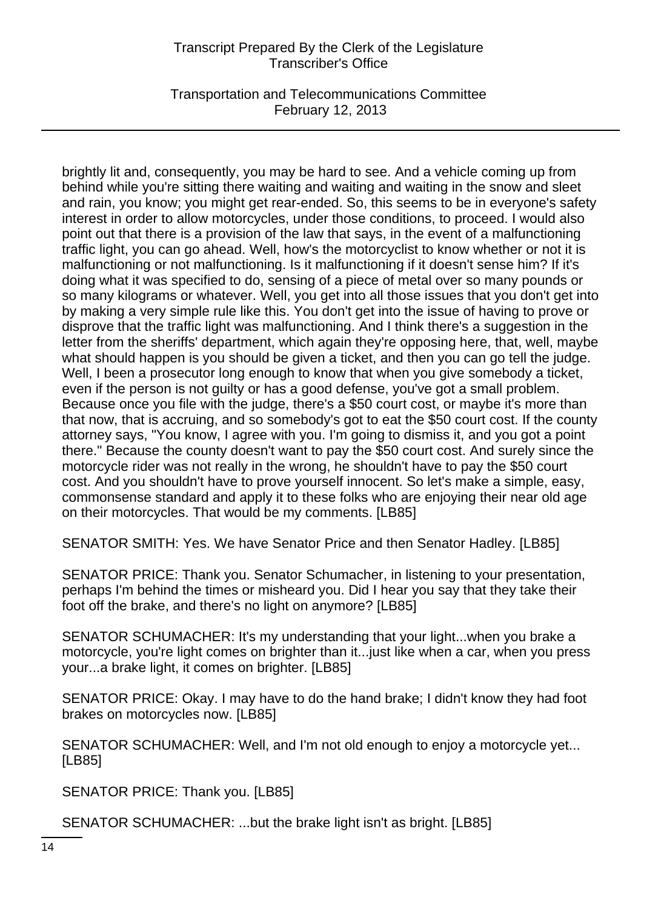brightly lit and, consequently, you may be hard to see. And a vehicle coming up from behind while you're sitting there waiting and waiting and waiting in the snow and sleet and rain, you know; you might get rear-ended. So, this seems to be in everyone's safety interest in order to allow motorcycles, under those conditions, to proceed. I would also point out that there is a provision of the law that says, in the event of a malfunctioning traffic light, you can go ahead. Well, how's the motorcyclist to know whether or not it is malfunctioning or not malfunctioning. Is it malfunctioning if it doesn't sense him? If it's doing what it was specified to do, sensing of a piece of metal over so many pounds or so many kilograms or whatever. Well, you get into all those issues that you don't get into by making a very simple rule like this. You don't get into the issue of having to prove or disprove that the traffic light was malfunctioning. And I think there's a suggestion in the letter from the sheriffs' department, which again they're opposing here, that, well, maybe what should happen is you should be given a ticket, and then you can go tell the judge. Well, I been a prosecutor long enough to know that when you give somebody a ticket, even if the person is not guilty or has a good defense, you've got a small problem. Because once you file with the judge, there's a $50 court cost, or maybe it's more than that now, that is accruing, and so somebody's got to eat the $50 court cost. If the county attorney says, "You know, I agree with you. I'm going to dismiss it, and you got a point there." Because the county doesn't want to pay the $50 court cost. And surely since the motorcycle rider was not really in the wrong, he shouldn't have to pay the $50 court cost. And you shouldn't have to prove yourself innocent. So let's make a simple, easy, commonsense standard and apply it to these folks who are enjoying their near old age on their motorcycles. That would be my comments. [LB85]

SENATOR SMITH: Yes. We have Senator Price and then Senator Hadley. [LB85]

SENATOR PRICE: Thank you. Senator Schumacher, in listening to your presentation, perhaps I'm behind the times or misheard you. Did I hear you say that they take their foot off the brake, and there's no light on anymore? [LB85]

SENATOR SCHUMACHER: It's my understanding that your light...when you brake a motorcycle, you're light comes on brighter than it...just like when a car, when you press your...a brake light, it comes on brighter. [LB85]

SENATOR PRICE: Okay. I may have to do the hand brake; I didn't know they had foot brakes on motorcycles now. [LB85]

SENATOR SCHUMACHER: Well, and I'm not old enough to enjoy a motorcycle yet... [LB85]

SENATOR PRICE: Thank you. [LB85]

SENATOR SCHUMACHER: ...but the brake light isn't as bright. [LB85]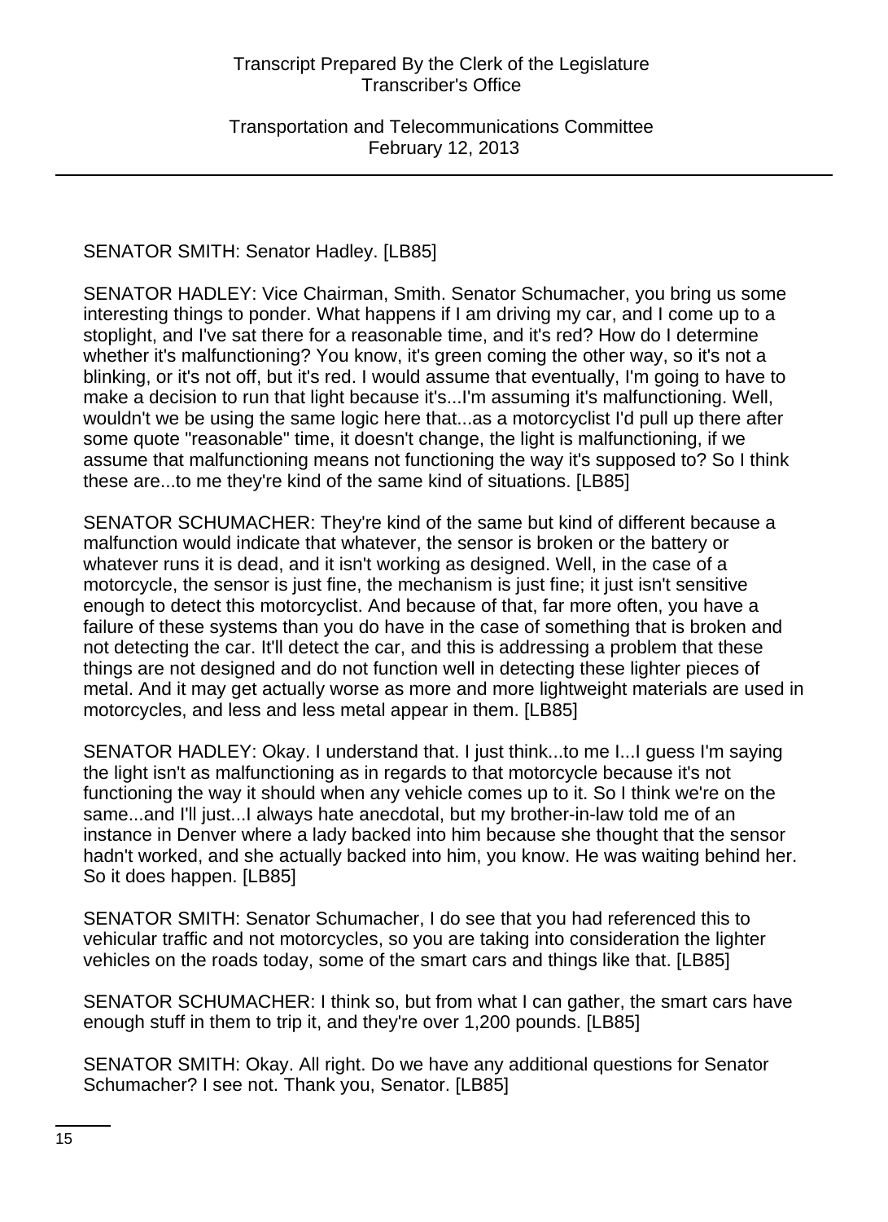SENATOR SMITH: Senator Hadley. [LB85]

SENATOR HADLEY: Vice Chairman, Smith. Senator Schumacher, you bring us some interesting things to ponder. What happens if I am driving my car, and I come up to a stoplight, and I've sat there for a reasonable time, and it's red? How do I determine whether it's malfunctioning? You know, it's green coming the other way, so it's not a blinking, or it's not off, but it's red. I would assume that eventually, I'm going to have to make a decision to run that light because it's...I'm assuming it's malfunctioning. Well, wouldn't we be using the same logic here that...as a motorcyclist I'd pull up there after some quote "reasonable" time, it doesn't change, the light is malfunctioning, if we assume that malfunctioning means not functioning the way it's supposed to? So I think these are...to me they're kind of the same kind of situations. [LB85]

SENATOR SCHUMACHER: They're kind of the same but kind of different because a malfunction would indicate that whatever, the sensor is broken or the battery or whatever runs it is dead, and it isn't working as designed. Well, in the case of a motorcycle, the sensor is just fine, the mechanism is just fine; it just isn't sensitive enough to detect this motorcyclist. And because of that, far more often, you have a failure of these systems than you do have in the case of something that is broken and not detecting the car. It'll detect the car, and this is addressing a problem that these things are not designed and do not function well in detecting these lighter pieces of metal. And it may get actually worse as more and more lightweight materials are used in motorcycles, and less and less metal appear in them. [LB85]

SENATOR HADLEY: Okay. I understand that. I just think...to me I...I guess I'm saying the light isn't as malfunctioning as in regards to that motorcycle because it's not functioning the way it should when any vehicle comes up to it. So I think we're on the same...and I'll just...I always hate anecdotal, but my brother-in-law told me of an instance in Denver where a lady backed into him because she thought that the sensor hadn't worked, and she actually backed into him, you know. He was waiting behind her. So it does happen. [LB85]

SENATOR SMITH: Senator Schumacher, I do see that you had referenced this to vehicular traffic and not motorcycles, so you are taking into consideration the lighter vehicles on the roads today, some of the smart cars and things like that. [LB85]

SENATOR SCHUMACHER: I think so, but from what I can gather, the smart cars have enough stuff in them to trip it, and they're over 1,200 pounds. [LB85]

SENATOR SMITH: Okay. All right. Do we have any additional questions for Senator Schumacher? I see not. Thank you, Senator. [LB85]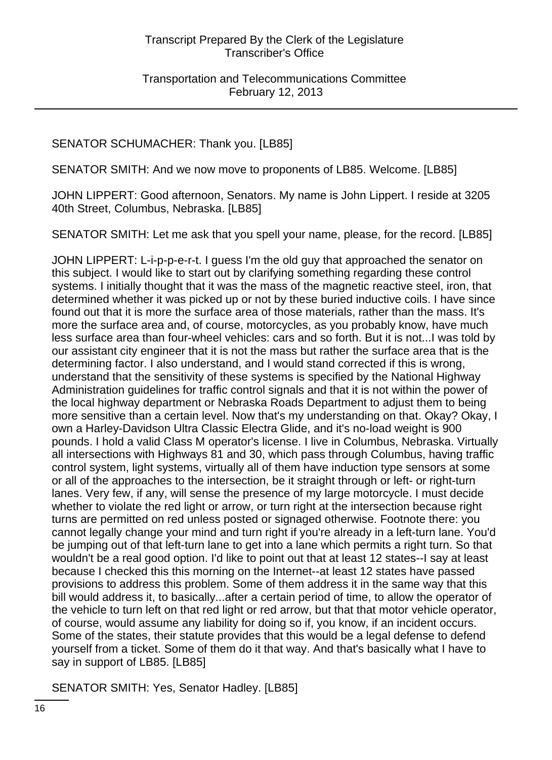SENATOR SCHUMACHER: Thank you. [LB85]

SENATOR SMITH: And we now move to proponents of LB85. Welcome. [LB85]

JOHN LIPPERT: Good afternoon, Senators. My name is John Lippert. I reside at 3205 40th Street, Columbus, Nebraska. [LB85]

SENATOR SMITH: Let me ask that you spell your name, please, for the record. [LB85]

JOHN LIPPERT: L-i-p-p-e-r-t. I guess I'm the old guy that approached the senator on this subject. I would like to start out by clarifying something regarding these control systems. I initially thought that it was the mass of the magnetic reactive steel, iron, that determined whether it was picked up or not by these buried inductive coils. I have since found out that it is more the surface area of those materials, rather than the mass. It's more the surface area and, of course, motorcycles, as you probably know, have much less surface area than four-wheel vehicles: cars and so forth. But it is not...I was told by our assistant city engineer that it is not the mass but rather the surface area that is the determining factor. I also understand, and I would stand corrected if this is wrong, understand that the sensitivity of these systems is specified by the National Highway Administration guidelines for traffic control signals and that it is not within the power of the local highway department or Nebraska Roads Department to adjust them to being more sensitive than a certain level. Now that's my understanding on that. Okay? Okay, I own a Harley-Davidson Ultra Classic Electra Glide, and it's no-load weight is 900 pounds. I hold a valid Class M operator's license. I live in Columbus, Nebraska. Virtually all intersections with Highways 81 and 30, which pass through Columbus, having traffic control system, light systems, virtually all of them have induction type sensors at some or all of the approaches to the intersection, be it straight through or left- or right-turn lanes. Very few, if any, will sense the presence of my large motorcycle. I must decide whether to violate the red light or arrow, or turn right at the intersection because right turns are permitted on red unless posted or signaged otherwise. Footnote there: you cannot legally change your mind and turn right if you're already in a left-turn lane. You'd be jumping out of that left-turn lane to get into a lane which permits a right turn. So that wouldn't be a real good option. I'd like to point out that at least 12 states--I say at least because I checked this this morning on the Internet--at least 12 states have passed provisions to address this problem. Some of them address it in the same way that this bill would address it, to basically...after a certain period of time, to allow the operator of the vehicle to turn left on that red light or red arrow, but that that motor vehicle operator, of course, would assume any liability for doing so if, you know, if an incident occurs. Some of the states, their statute provides that this would be a legal defense to defend yourself from a ticket. Some of them do it that way. And that's basically what I have to say in support of LB85. [LB85]

SENATOR SMITH: Yes, Senator Hadley. [LB85]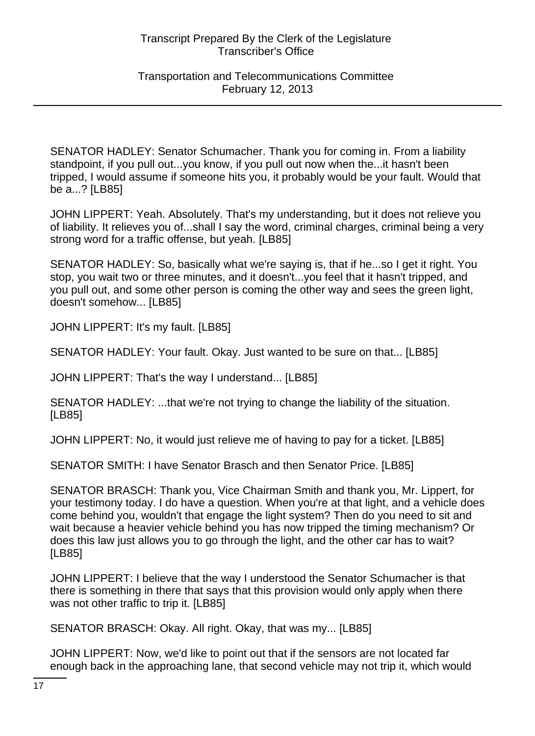SENATOR HADLEY: Senator Schumacher. Thank you for coming in. From a liability standpoint, if you pull out...you know, if you pull out now when the...it hasn't been tripped, I would assume if someone hits you, it probably would be your fault. Would that be a...? [LB85]

JOHN LIPPERT: Yeah. Absolutely. That's my understanding, but it does not relieve you of liability. It relieves you of...shall I say the word, criminal charges, criminal being a very strong word for a traffic offense, but yeah. [LB85]

SENATOR HADLEY: So, basically what we're saying is, that if he...so I get it right. You stop, you wait two or three minutes, and it doesn't...you feel that it hasn't tripped, and you pull out, and some other person is coming the other way and sees the green light, doesn't somehow... [LB85]

JOHN LIPPERT: It's my fault. [LB85]

SENATOR HADLEY: Your fault. Okay. Just wanted to be sure on that... [LB85]

JOHN LIPPERT: That's the way I understand... [LB85]

SENATOR HADLEY: ...that we're not trying to change the liability of the situation. [LB85]

JOHN LIPPERT: No, it would just relieve me of having to pay for a ticket. [LB85]

SENATOR SMITH: I have Senator Brasch and then Senator Price. [LB85]

SENATOR BRASCH: Thank you, Vice Chairman Smith and thank you, Mr. Lippert, for your testimony today. I do have a question. When you're at that light, and a vehicle does come behind you, wouldn't that engage the light system? Then do you need to sit and wait because a heavier vehicle behind you has now tripped the timing mechanism? Or does this law just allows you to go through the light, and the other car has to wait? [LB85]

JOHN LIPPERT: I believe that the way I understood the Senator Schumacher is that there is something in there that says that this provision would only apply when there was not other traffic to trip it. [LB85]

SENATOR BRASCH: Okay. All right. Okay, that was my... [LB85]

JOHN LIPPERT: Now, we'd like to point out that if the sensors are not located far enough back in the approaching lane, that second vehicle may not trip it, which would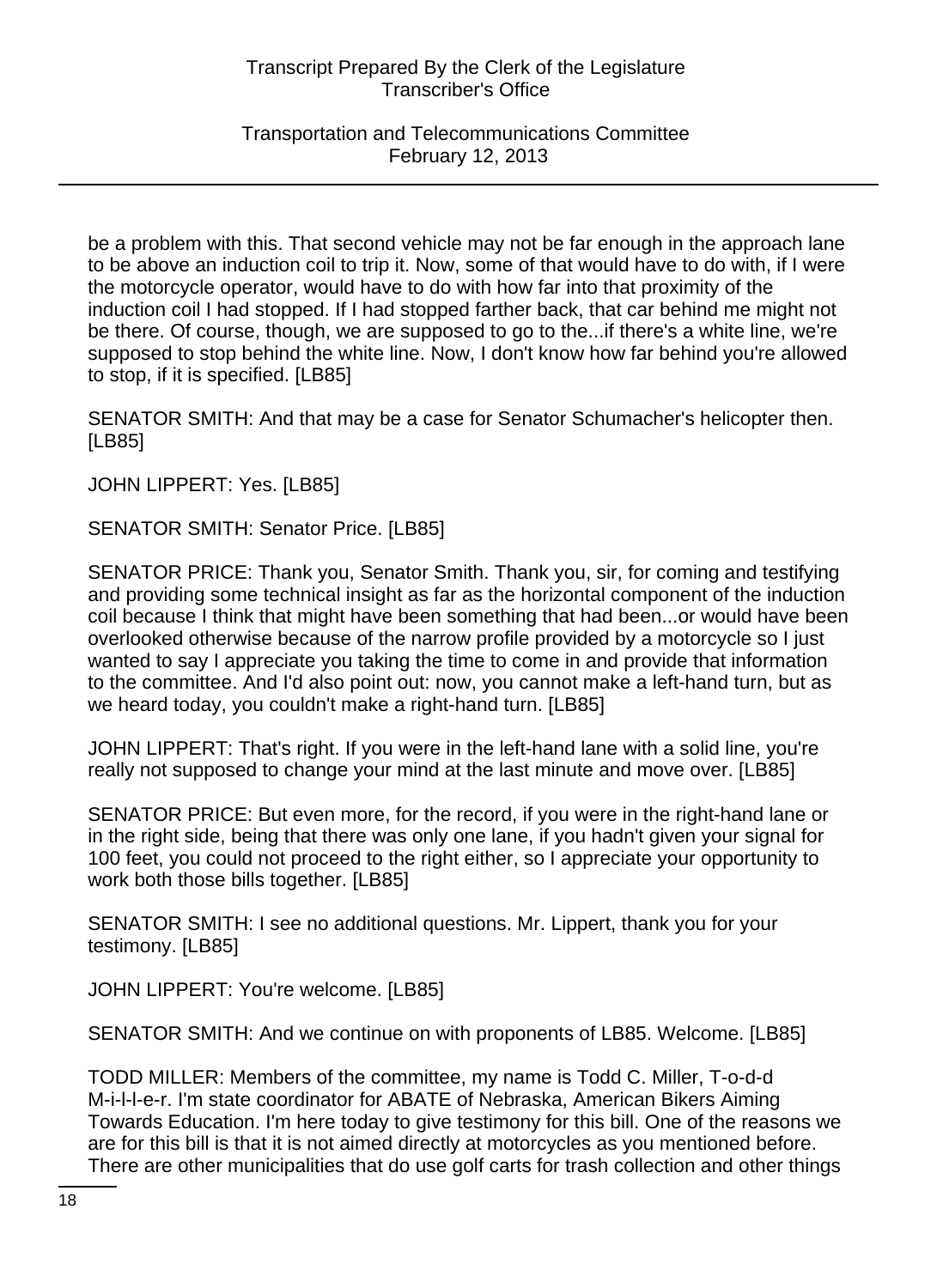be a problem with this. That second vehicle may not be far enough in the approach lane to be above an induction coil to trip it. Now, some of that would have to do with, if I were the motorcycle operator, would have to do with how far into that proximity of the induction coil I had stopped. If I had stopped farther back, that car behind me might not be there. Of course, though, we are supposed to go to the...if there's a white line, we're supposed to stop behind the white line. Now, I don't know how far behind you're allowed to stop, if it is specified. [LB85]

SENATOR SMITH: And that may be a case for Senator Schumacher's helicopter then. [LB85]

JOHN LIPPERT: Yes. [LB85]

SENATOR SMITH: Senator Price. [LB85]

SENATOR PRICE: Thank you, Senator Smith. Thank you, sir, for coming and testifying and providing some technical insight as far as the horizontal component of the induction coil because I think that might have been something that had been...or would have been overlooked otherwise because of the narrow profile provided by a motorcycle so I just wanted to say I appreciate you taking the time to come in and provide that information to the committee. And I'd also point out: now, you cannot make a left-hand turn, but as we heard today, you couldn't make a right-hand turn. [LB85]

JOHN LIPPERT: That's right. If you were in the left-hand lane with a solid line, you're really not supposed to change your mind at the last minute and move over. [LB85]

SENATOR PRICE: But even more, for the record, if you were in the right-hand lane or in the right side, being that there was only one lane, if you hadn't given your signal for 100 feet, you could not proceed to the right either, so I appreciate your opportunity to work both those bills together. [LB85]

SENATOR SMITH: I see no additional questions. Mr. Lippert, thank you for your testimony. [LB85]

JOHN LIPPERT: You're welcome. [LB85]

SENATOR SMITH: And we continue on with proponents of LB85. Welcome. [LB85]

TODD MILLER: Members of the committee, my name is Todd C. Miller, T-o-d-d M-i-l-l-e-r. I'm state coordinator for ABATE of Nebraska, American Bikers Aiming Towards Education. I'm here today to give testimony for this bill. One of the reasons we are for this bill is that it is not aimed directly at motorcycles as you mentioned before. There are other municipalities that do use golf carts for trash collection and other things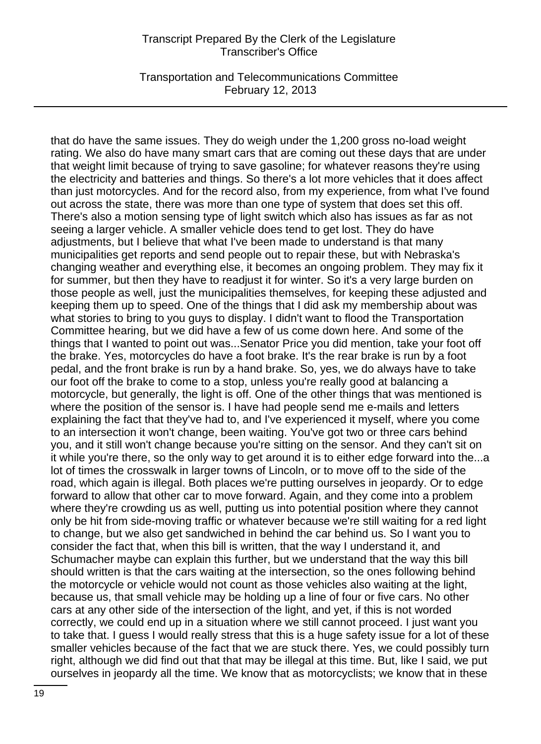that do have the same issues. They do weigh under the 1,200 gross no-load weight rating. We also do have many smart cars that are coming out these days that are under that weight limit because of trying to save gasoline; for whatever reasons they're using the electricity and batteries and things. So there's a lot more vehicles that it does affect than just motorcycles. And for the record also, from my experience, from what I've found out across the state, there was more than one type of system that does set this off. There's also a motion sensing type of light switch which also has issues as far as not seeing a larger vehicle. A smaller vehicle does tend to get lost. They do have adjustments, but I believe that what I've been made to understand is that many municipalities get reports and send people out to repair these, but with Nebraska's changing weather and everything else, it becomes an ongoing problem. They may fix it for summer, but then they have to readjust it for winter. So it's a very large burden on those people as well, just the municipalities themselves, for keeping these adjusted and keeping them up to speed. One of the things that I did ask my membership about was what stories to bring to you guys to display. I didn't want to flood the Transportation Committee hearing, but we did have a few of us come down here. And some of the things that I wanted to point out was...Senator Price you did mention, take your foot off the brake. Yes, motorcycles do have a foot brake. It's the rear brake is run by a foot pedal, and the front brake is run by a hand brake. So, yes, we do always have to take our foot off the brake to come to a stop, unless you're really good at balancing a motorcycle, but generally, the light is off. One of the other things that was mentioned is where the position of the sensor is. I have had people send me e-mails and letters explaining the fact that they've had to, and I've experienced it myself, where you come to an intersection it won't change, been waiting. You've got two or three cars behind you, and it still won't change because you're sitting on the sensor. And they can't sit on it while you're there, so the only way to get around it is to either edge forward into the...a lot of times the crosswalk in larger towns of Lincoln, or to move off to the side of the road, which again is illegal. Both places we're putting ourselves in jeopardy. Or to edge forward to allow that other car to move forward. Again, and they come into a problem where they're crowding us as well, putting us into potential position where they cannot only be hit from side-moving traffic or whatever because we're still waiting for a red light to change, but we also get sandwiched in behind the car behind us. So I want you to consider the fact that, when this bill is written, that the way I understand it, and Schumacher maybe can explain this further, but we understand that the way this bill should written is that the cars waiting at the intersection, so the ones following behind the motorcycle or vehicle would not count as those vehicles also waiting at the light, because us, that small vehicle may be holding up a line of four or five cars. No other cars at any other side of the intersection of the light, and yet, if this is not worded correctly, we could end up in a situation where we still cannot proceed. I just want you to take that. I guess I would really stress that this is a huge safety issue for a lot of these smaller vehicles because of the fact that we are stuck there. Yes, we could possibly turn right, although we did find out that that may be illegal at this time. But, like I said, we put ourselves in jeopardy all the time. We know that as motorcyclists; we know that in these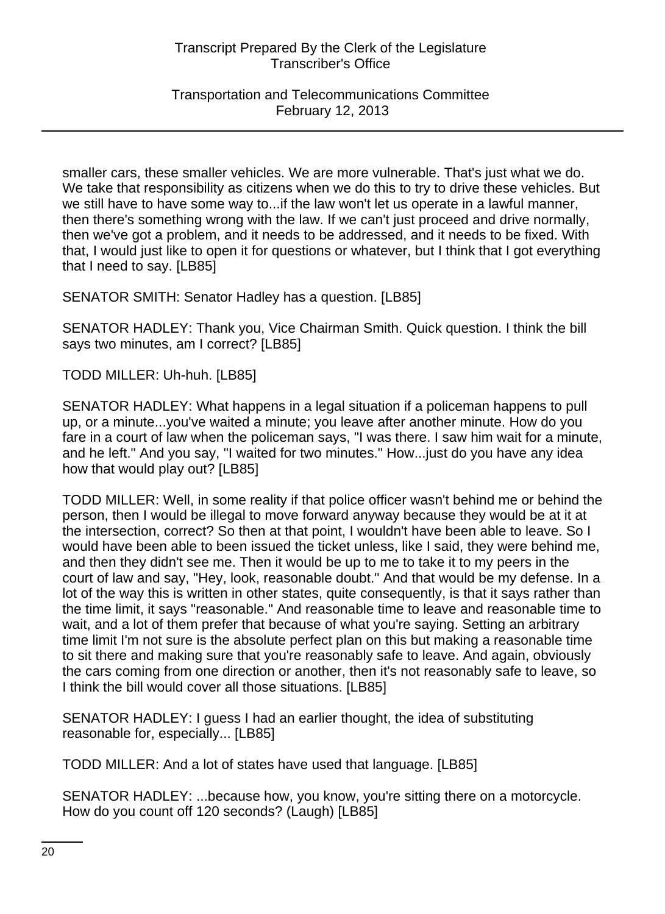smaller cars, these smaller vehicles. We are more vulnerable. That's just what we do. We take that responsibility as citizens when we do this to try to drive these vehicles. But we still have to have some way to...if the law won't let us operate in a lawful manner, then there's something wrong with the law. If we can't just proceed and drive normally, then we've got a problem, and it needs to be addressed, and it needs to be fixed. With that, I would just like to open it for questions or whatever, but I think that I got everything that I need to say. [LB85]

SENATOR SMITH: Senator Hadley has a question. [LB85]

SENATOR HADLEY: Thank you, Vice Chairman Smith. Quick question. I think the bill says two minutes, am I correct? [LB85]

TODD MILLER: Uh-huh. [LB85]

SENATOR HADLEY: What happens in a legal situation if a policeman happens to pull up, or a minute...you've waited a minute; you leave after another minute. How do you fare in a court of law when the policeman says, "I was there. I saw him wait for a minute, and he left." And you say, "I waited for two minutes." How...just do you have any idea how that would play out? [LB85]

TODD MILLER: Well, in some reality if that police officer wasn't behind me or behind the person, then I would be illegal to move forward anyway because they would be at it at the intersection, correct? So then at that point, I wouldn't have been able to leave. So I would have been able to been issued the ticket unless, like I said, they were behind me, and then they didn't see me. Then it would be up to me to take it to my peers in the court of law and say, "Hey, look, reasonable doubt." And that would be my defense. In a lot of the way this is written in other states, quite consequently, is that it says rather than the time limit, it says "reasonable." And reasonable time to leave and reasonable time to wait, and a lot of them prefer that because of what you're saying. Setting an arbitrary time limit I'm not sure is the absolute perfect plan on this but making a reasonable time to sit there and making sure that you're reasonably safe to leave. And again, obviously the cars coming from one direction or another, then it's not reasonably safe to leave, so I think the bill would cover all those situations. [LB85]

SENATOR HADLEY: I guess I had an earlier thought, the idea of substituting reasonable for, especially... [LB85]

TODD MILLER: And a lot of states have used that language. [LB85]

SENATOR HADLEY: ...because how, you know, you're sitting there on a motorcycle. How do you count off 120 seconds? (Laugh) [LB85]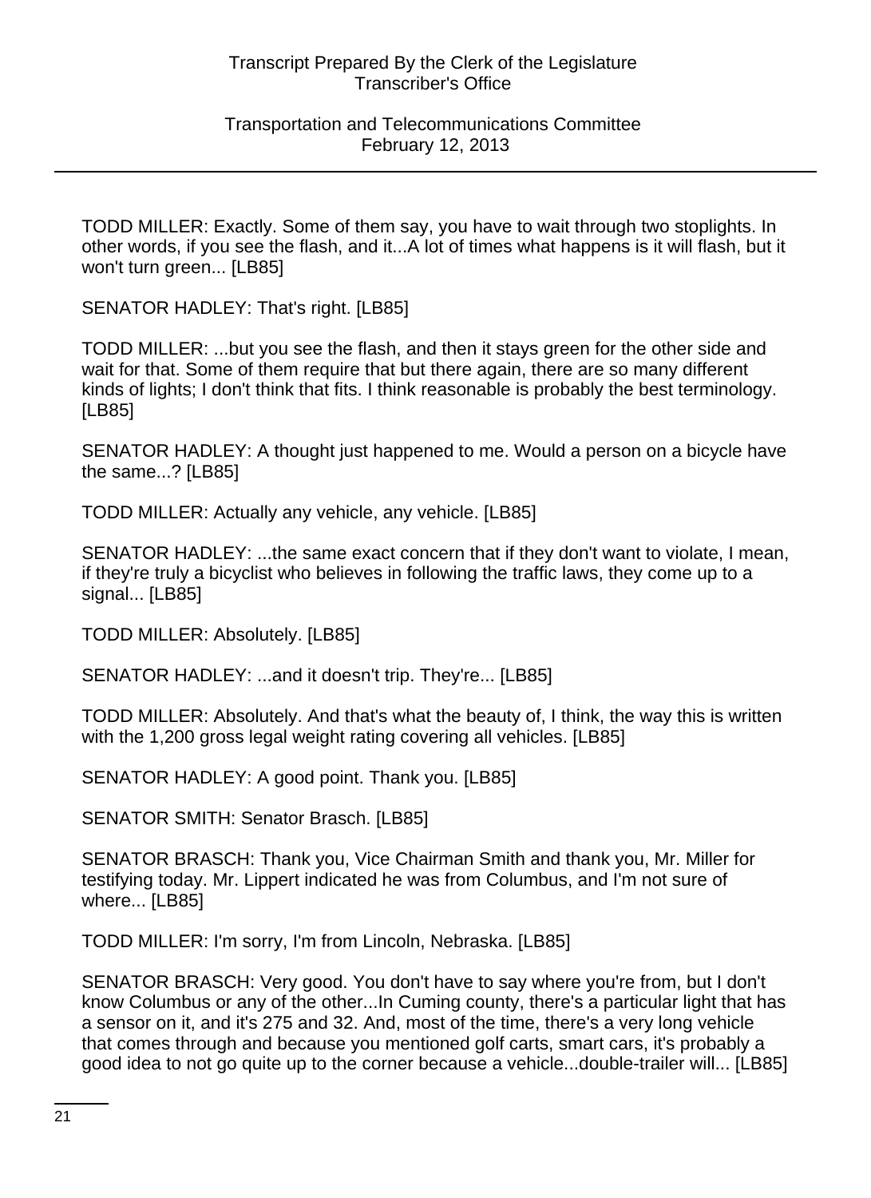TODD MILLER: Exactly. Some of them say, you have to wait through two stoplights. In other words, if you see the flash, and it...A lot of times what happens is it will flash, but it won't turn green... [LB85]

SENATOR HADLEY: That's right. [LB85]

TODD MILLER: ...but you see the flash, and then it stays green for the other side and wait for that. Some of them require that but there again, there are so many different kinds of lights; I don't think that fits. I think reasonable is probably the best terminology. [LB85]

SENATOR HADLEY: A thought just happened to me. Would a person on a bicycle have the same...? [LB85]

TODD MILLER: Actually any vehicle, any vehicle. [LB85]

SENATOR HADLEY: ...the same exact concern that if they don't want to violate, I mean, if they're truly a bicyclist who believes in following the traffic laws, they come up to a signal... [LB85]

TODD MILLER: Absolutely. [LB85]

SENATOR HADLEY: ...and it doesn't trip. They're... [LB85]

TODD MILLER: Absolutely. And that's what the beauty of, I think, the way this is written with the 1,200 gross legal weight rating covering all vehicles. [LB85]

SENATOR HADLEY: A good point. Thank you. [LB85]

SENATOR SMITH: Senator Brasch. [LB85]

SENATOR BRASCH: Thank you, Vice Chairman Smith and thank you, Mr. Miller for testifying today. Mr. Lippert indicated he was from Columbus, and I'm not sure of where... [LB85]

TODD MILLER: I'm sorry, I'm from Lincoln, Nebraska. [LB85]

SENATOR BRASCH: Very good. You don't have to say where you're from, but I don't know Columbus or any of the other...In Cuming county, there's a particular light that has a sensor on it, and it's 275 and 32. And, most of the time, there's a very long vehicle that comes through and because you mentioned golf carts, smart cars, it's probably a good idea to not go quite up to the corner because a vehicle...double-trailer will... [LB85]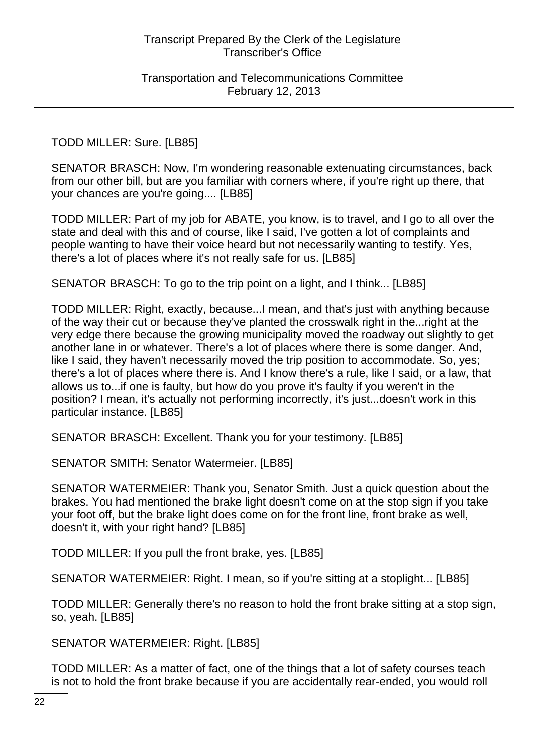TODD MILLER: Sure. [LB85]

SENATOR BRASCH: Now, I'm wondering reasonable extenuating circumstances, back from our other bill, but are you familiar with corners where, if you're right up there, that your chances are you're going.... [LB85]

TODD MILLER: Part of my job for ABATE, you know, is to travel, and I go to all over the state and deal with this and of course, like I said, I've gotten a lot of complaints and people wanting to have their voice heard but not necessarily wanting to testify. Yes, there's a lot of places where it's not really safe for us. [LB85]

SENATOR BRASCH: To go to the trip point on a light, and I think... [LB85]

TODD MILLER: Right, exactly, because...I mean, and that's just with anything because of the way their cut or because they've planted the crosswalk right in the...right at the very edge there because the growing municipality moved the roadway out slightly to get another lane in or whatever. There's a lot of places where there is some danger. And, like I said, they haven't necessarily moved the trip position to accommodate. So, yes; there's a lot of places where there is. And I know there's a rule, like I said, or a law, that allows us to...if one is faulty, but how do you prove it's faulty if you weren't in the position? I mean, it's actually not performing incorrectly, it's just...doesn't work in this particular instance. [LB85]

SENATOR BRASCH: Excellent. Thank you for your testimony. [LB85]

SENATOR SMITH: Senator Watermeier. [LB85]

SENATOR WATERMEIER: Thank you, Senator Smith. Just a quick question about the brakes. You had mentioned the brake light doesn't come on at the stop sign if you take your foot off, but the brake light does come on for the front line, front brake as well, doesn't it, with your right hand? [LB85]

TODD MILLER: If you pull the front brake, yes. [LB85]

SENATOR WATERMEIER: Right. I mean, so if you're sitting at a stoplight... [LB85]

TODD MILLER: Generally there's no reason to hold the front brake sitting at a stop sign, so, yeah. [LB85]

SENATOR WATERMEIER: Right. [LB85]

TODD MILLER: As a matter of fact, one of the things that a lot of safety courses teach is not to hold the front brake because if you are accidentally rear-ended, you would roll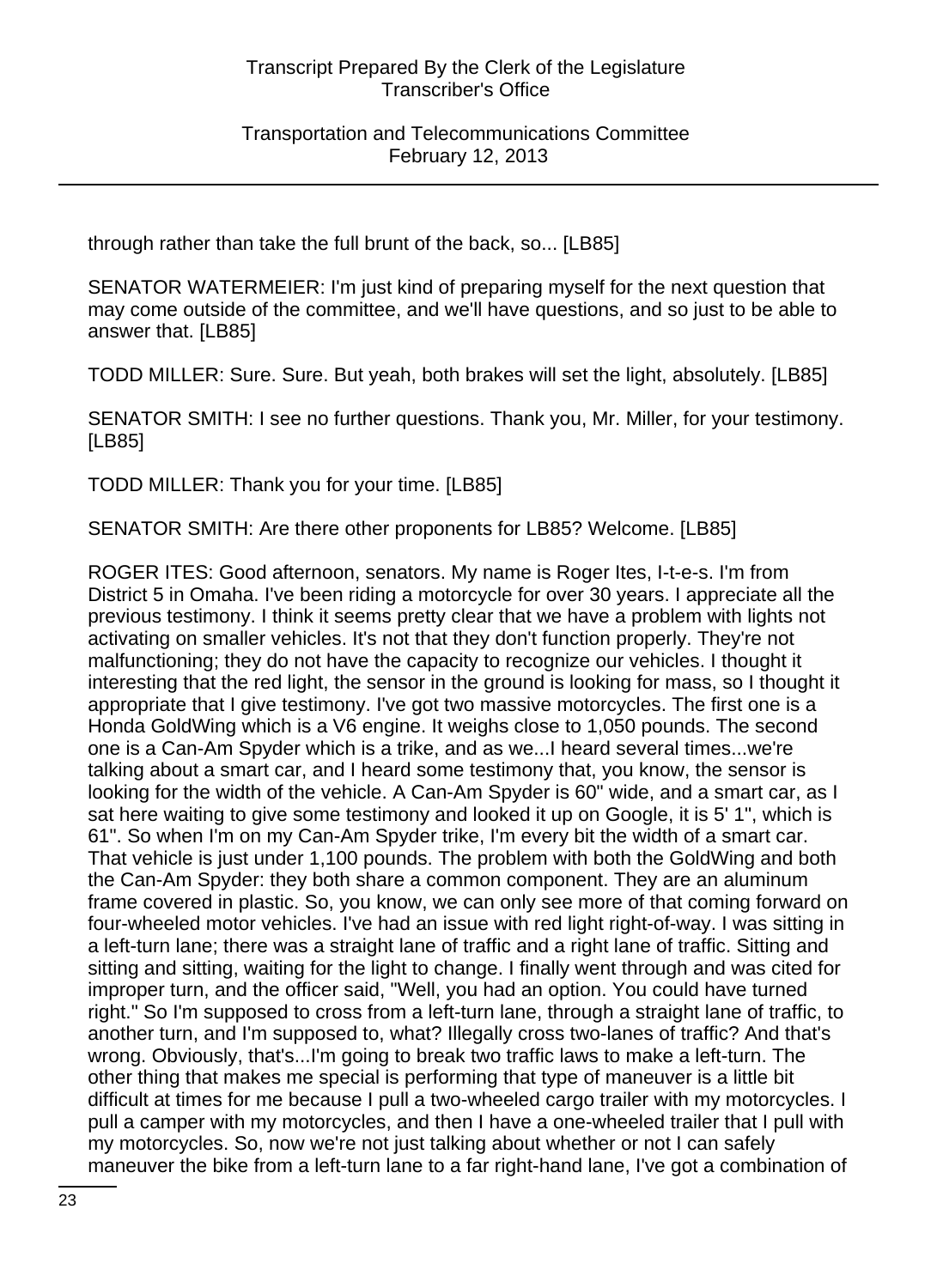through rather than take the full brunt of the back, so... [LB85]

SENATOR WATERMEIER: I'm just kind of preparing myself for the next question that may come outside of the committee, and we'll have questions, and so just to be able to answer that. [LB85]

TODD MILLER: Sure. Sure. But yeah, both brakes will set the light, absolutely. [LB85]

SENATOR SMITH: I see no further questions. Thank you, Mr. Miller, for your testimony. [LB85]

TODD MILLER: Thank you for your time. [LB85]

SENATOR SMITH: Are there other proponents for LB85? Welcome. [LB85]

ROGER ITES: Good afternoon, senators. My name is Roger Ites, I-t-e-s. I'm from District 5 in Omaha. I've been riding a motorcycle for over 30 years. I appreciate all the previous testimony. I think it seems pretty clear that we have a problem with lights not activating on smaller vehicles. It's not that they don't function properly. They're not malfunctioning; they do not have the capacity to recognize our vehicles. I thought it interesting that the red light, the sensor in the ground is looking for mass, so I thought it appropriate that I give testimony. I've got two massive motorcycles. The first one is a Honda GoldWing which is a V6 engine. It weighs close to 1,050 pounds. The second one is a Can-Am Spyder which is a trike, and as we...I heard several times...we're talking about a smart car, and I heard some testimony that, you know, the sensor is looking for the width of the vehicle. A Can-Am Spyder is 60" wide, and a smart car, as I sat here waiting to give some testimony and looked it up on Google, it is 5' 1", which is 61". So when I'm on my Can-Am Spyder trike, I'm every bit the width of a smart car. That vehicle is just under 1,100 pounds. The problem with both the GoldWing and both the Can-Am Spyder: they both share a common component. They are an aluminum frame covered in plastic. So, you know, we can only see more of that coming forward on four-wheeled motor vehicles. I've had an issue with red light right-of-way. I was sitting in a left-turn lane; there was a straight lane of traffic and a right lane of traffic. Sitting and sitting and sitting, waiting for the light to change. I finally went through and was cited for improper turn, and the officer said, "Well, you had an option. You could have turned right." So I'm supposed to cross from a left-turn lane, through a straight lane of traffic, to another turn, and I'm supposed to, what? Illegally cross two-lanes of traffic? And that's wrong. Obviously, that's...I'm going to break two traffic laws to make a left-turn. The other thing that makes me special is performing that type of maneuver is a little bit difficult at times for me because I pull a two-wheeled cargo trailer with my motorcycles. I pull a camper with my motorcycles, and then I have a one-wheeled trailer that I pull with my motorcycles. So, now we're not just talking about whether or not I can safely maneuver the bike from a left-turn lane to a far right-hand lane, I've got a combination of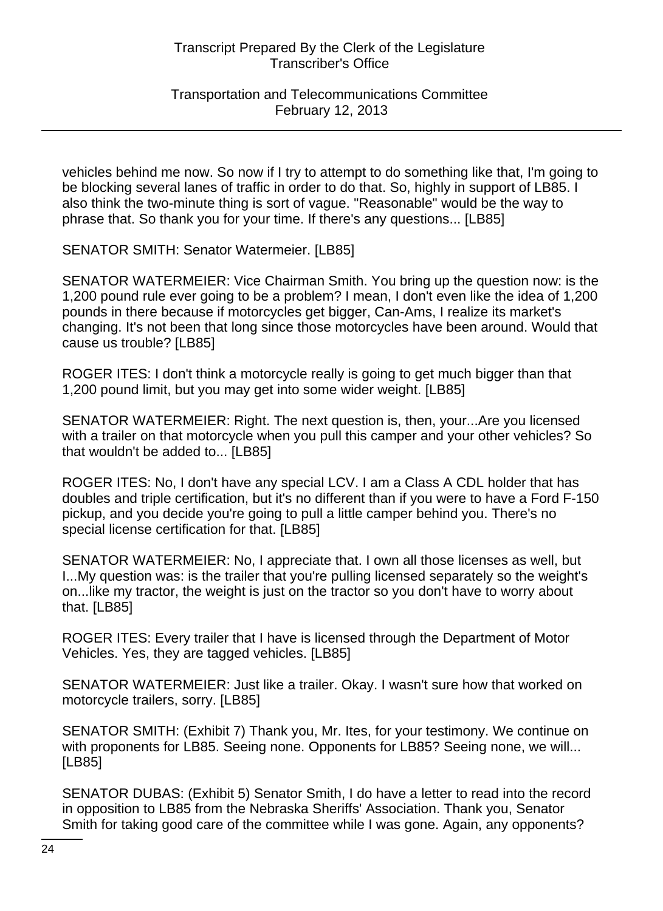vehicles behind me now. So now if I try to attempt to do something like that, I'm going to be blocking several lanes of traffic in order to do that. So, highly in support of LB85. I also think the two-minute thing is sort of vague. "Reasonable" would be the way to phrase that. So thank you for your time. If there's any questions... [LB85]

SENATOR SMITH: Senator Watermeier. [LB85]

SENATOR WATERMEIER: Vice Chairman Smith. You bring up the question now: is the 1,200 pound rule ever going to be a problem? I mean, I don't even like the idea of 1,200 pounds in there because if motorcycles get bigger, Can-Ams, I realize its market's changing. It's not been that long since those motorcycles have been around. Would that cause us trouble? [LB85]

ROGER ITES: I don't think a motorcycle really is going to get much bigger than that 1,200 pound limit, but you may get into some wider weight. [LB85]

SENATOR WATERMEIER: Right. The next question is, then, your...Are you licensed with a trailer on that motorcycle when you pull this camper and your other vehicles? So that wouldn't be added to... [LB85]

ROGER ITES: No, I don't have any special LCV. I am a Class A CDL holder that has doubles and triple certification, but it's no different than if you were to have a Ford F-150 pickup, and you decide you're going to pull a little camper behind you. There's no special license certification for that. [LB85]

SENATOR WATERMEIER: No, I appreciate that. I own all those licenses as well, but I...My question was: is the trailer that you're pulling licensed separately so the weight's on...like my tractor, the weight is just on the tractor so you don't have to worry about that. [LB85]

ROGER ITES: Every trailer that I have is licensed through the Department of Motor Vehicles. Yes, they are tagged vehicles. [LB85]

SENATOR WATERMEIER: Just like a trailer. Okay. I wasn't sure how that worked on motorcycle trailers, sorry. [LB85]

SENATOR SMITH: (Exhibit 7) Thank you, Mr. Ites, for your testimony. We continue on with proponents for LB85. Seeing none. Opponents for LB85? Seeing none, we will... [LB85]

SENATOR DUBAS: (Exhibit 5) Senator Smith, I do have a letter to read into the record in opposition to LB85 from the Nebraska Sheriffs' Association. Thank you, Senator Smith for taking good care of the committee while I was gone. Again, any opponents?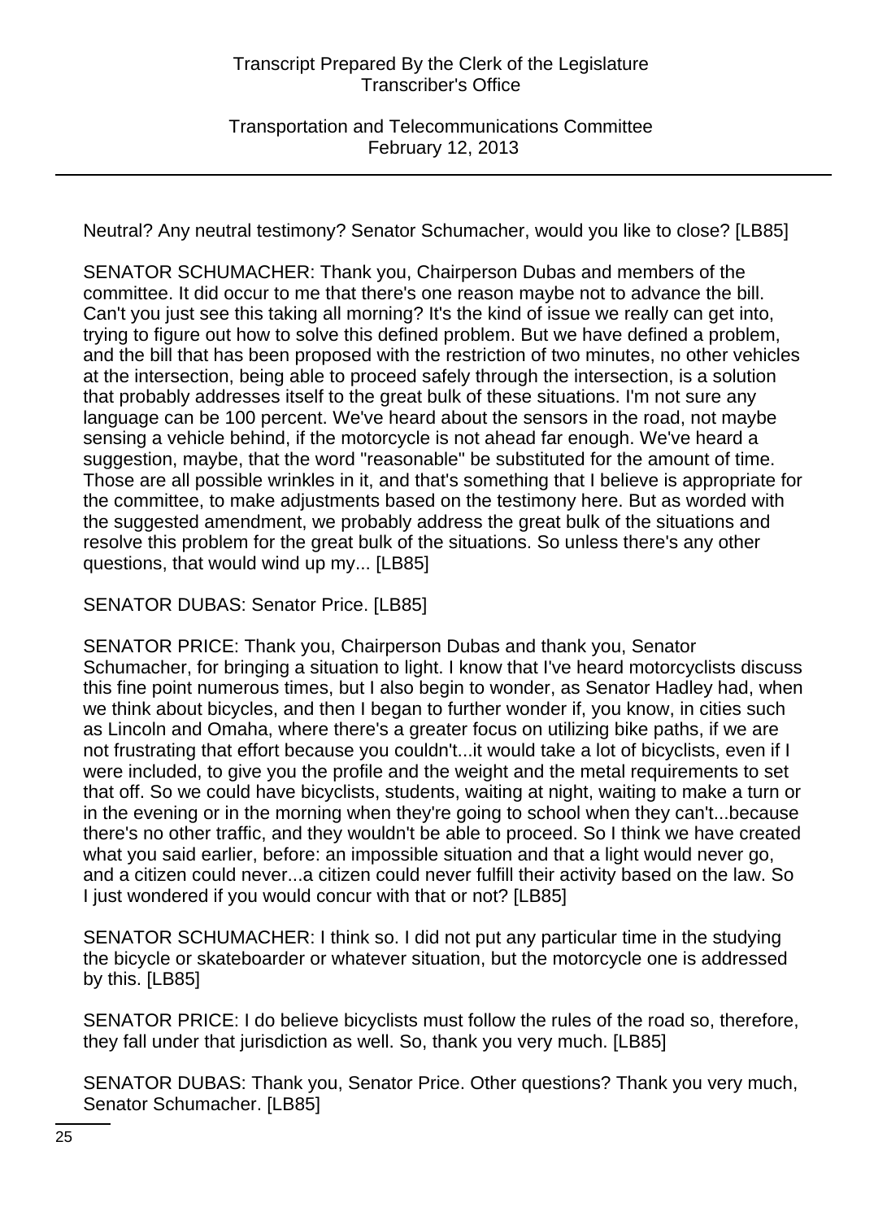Neutral? Any neutral testimony? Senator Schumacher, would you like to close? [LB85]

SENATOR SCHUMACHER: Thank you, Chairperson Dubas and members of the committee. It did occur to me that there's one reason maybe not to advance the bill. Can't you just see this taking all morning? It's the kind of issue we really can get into, trying to figure out how to solve this defined problem. But we have defined a problem, and the bill that has been proposed with the restriction of two minutes, no other vehicles at the intersection, being able to proceed safely through the intersection, is a solution that probably addresses itself to the great bulk of these situations. I'm not sure any language can be 100 percent. We've heard about the sensors in the road, not maybe sensing a vehicle behind, if the motorcycle is not ahead far enough. We've heard a suggestion, maybe, that the word "reasonable" be substituted for the amount of time. Those are all possible wrinkles in it, and that's something that I believe is appropriate for the committee, to make adjustments based on the testimony here. But as worded with the suggested amendment, we probably address the great bulk of the situations and resolve this problem for the great bulk of the situations. So unless there's any other questions, that would wind up my... [LB85]

SENATOR DUBAS: Senator Price. [LB85]

SENATOR PRICE: Thank you, Chairperson Dubas and thank you, Senator Schumacher, for bringing a situation to light. I know that I've heard motorcyclists discuss this fine point numerous times, but I also begin to wonder, as Senator Hadley had, when we think about bicycles, and then I began to further wonder if, you know, in cities such as Lincoln and Omaha, where there's a greater focus on utilizing bike paths, if we are not frustrating that effort because you couldn't...it would take a lot of bicyclists, even if I were included, to give you the profile and the weight and the metal requirements to set that off. So we could have bicyclists, students, waiting at night, waiting to make a turn or in the evening or in the morning when they're going to school when they can't...because there's no other traffic, and they wouldn't be able to proceed. So I think we have created what you said earlier, before: an impossible situation and that a light would never go, and a citizen could never...a citizen could never fulfill their activity based on the law. So I just wondered if you would concur with that or not? [LB85]

SENATOR SCHUMACHER: I think so. I did not put any particular time in the studying the bicycle or skateboarder or whatever situation, but the motorcycle one is addressed by this. [LB85]

SENATOR PRICE: I do believe bicyclists must follow the rules of the road so, therefore, they fall under that jurisdiction as well. So, thank you very much. [LB85]

SENATOR DUBAS: Thank you, Senator Price. Other questions? Thank you very much, Senator Schumacher. [LB85]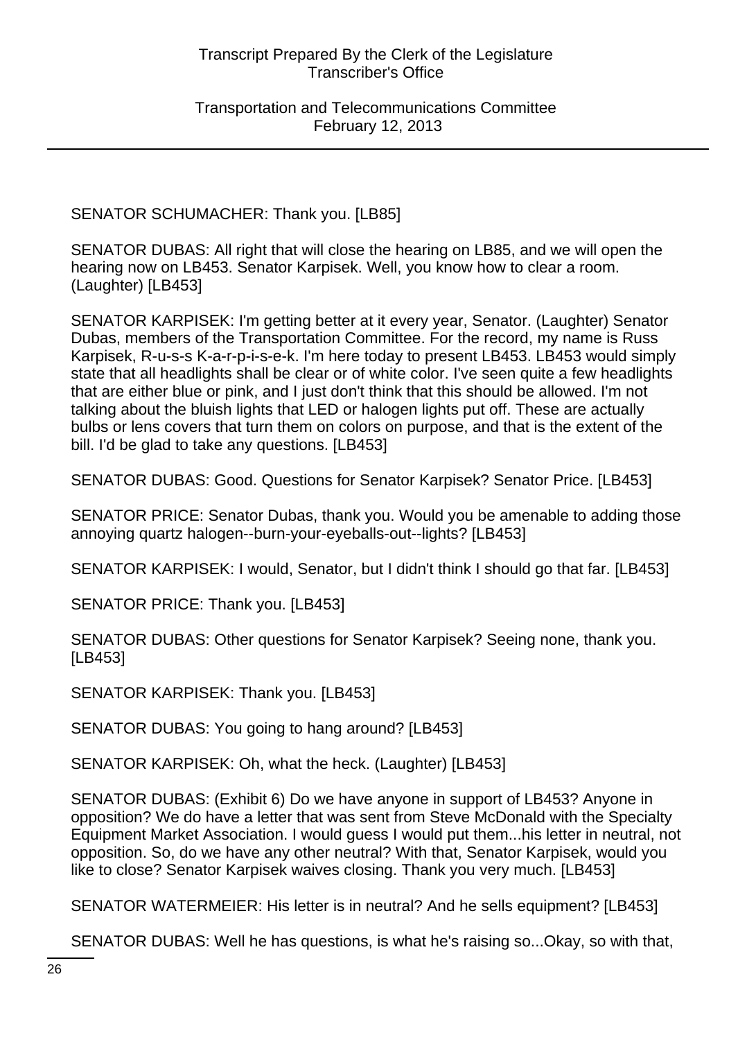SENATOR SCHUMACHER: Thank you. [LB85]

SENATOR DUBAS: All right that will close the hearing on LB85, and we will open the hearing now on LB453. Senator Karpisek. Well, you know how to clear a room. (Laughter) [LB453]

SENATOR KARPISEK: I'm getting better at it every year, Senator. (Laughter) Senator Dubas, members of the Transportation Committee. For the record, my name is Russ Karpisek, R-u-s-s K-a-r-p-i-s-e-k. I'm here today to present LB453. LB453 would simply state that all headlights shall be clear or of white color. I've seen quite a few headlights that are either blue or pink, and I just don't think that this should be allowed. I'm not talking about the bluish lights that LED or halogen lights put off. These are actually bulbs or lens covers that turn them on colors on purpose, and that is the extent of the bill. I'd be glad to take any questions. [LB453]

SENATOR DUBAS: Good. Questions for Senator Karpisek? Senator Price. [LB453]

SENATOR PRICE: Senator Dubas, thank you. Would you be amenable to adding those annoying quartz halogen--burn-your-eyeballs-out--lights? [LB453]

SENATOR KARPISEK: I would, Senator, but I didn't think I should go that far. [LB453]

SENATOR PRICE: Thank you. [LB453]

SENATOR DUBAS: Other questions for Senator Karpisek? Seeing none, thank you. [LB453]

SENATOR KARPISEK: Thank you. [LB453]

SENATOR DUBAS: You going to hang around? [LB453]

SENATOR KARPISEK: Oh, what the heck. (Laughter) [LB453]

SENATOR DUBAS: (Exhibit 6) Do we have anyone in support of LB453? Anyone in opposition? We do have a letter that was sent from Steve McDonald with the Specialty Equipment Market Association. I would guess I would put them...his letter in neutral, not opposition. So, do we have any other neutral? With that, Senator Karpisek, would you like to close? Senator Karpisek waives closing. Thank you very much. [LB453]

SENATOR WATERMEIER: His letter is in neutral? And he sells equipment? [LB453]

SENATOR DUBAS: Well he has questions, is what he's raising so...Okay, so with that,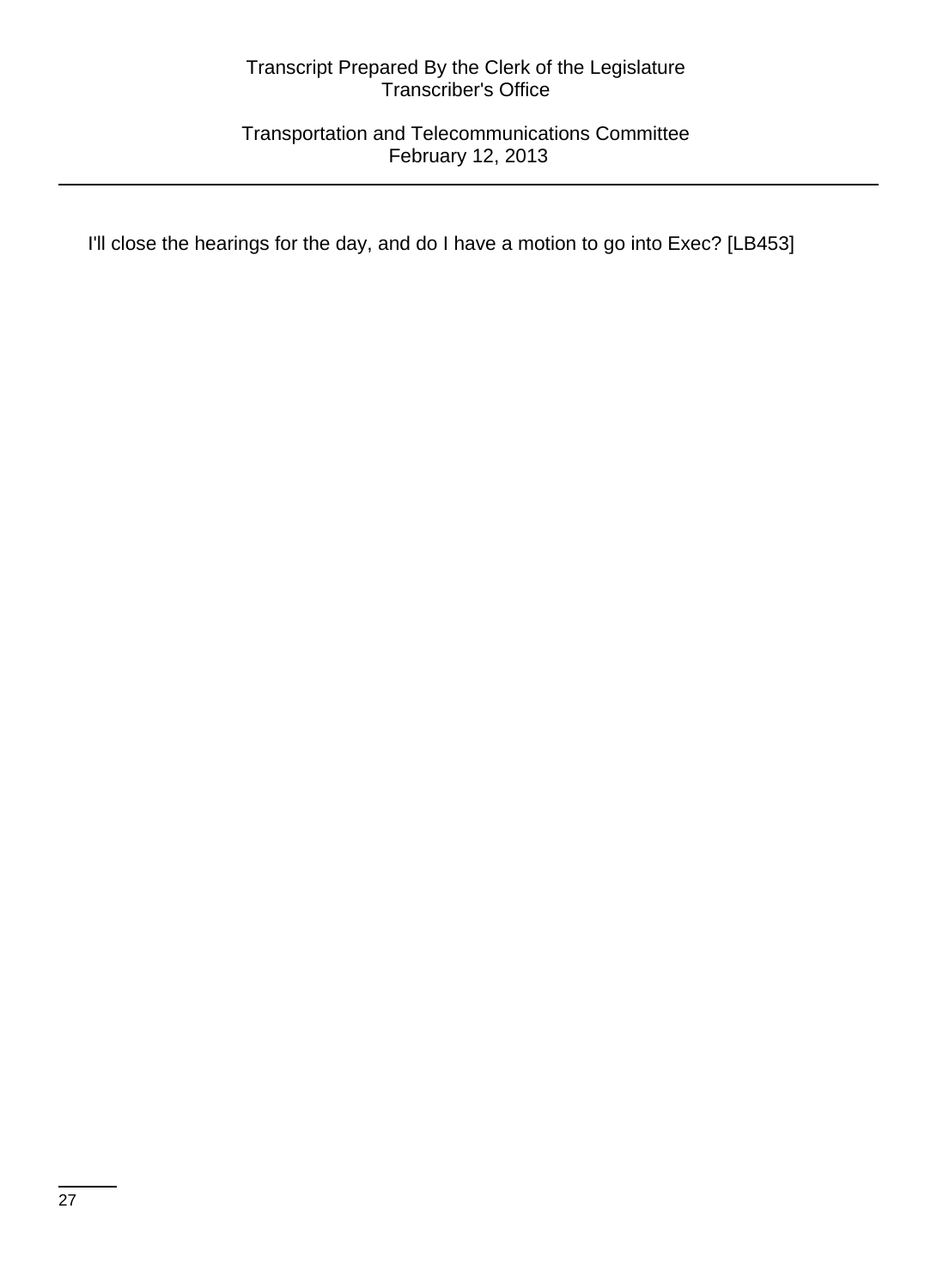I'll close the hearings for the day, and do I have a motion to go into Exec? [LB453]